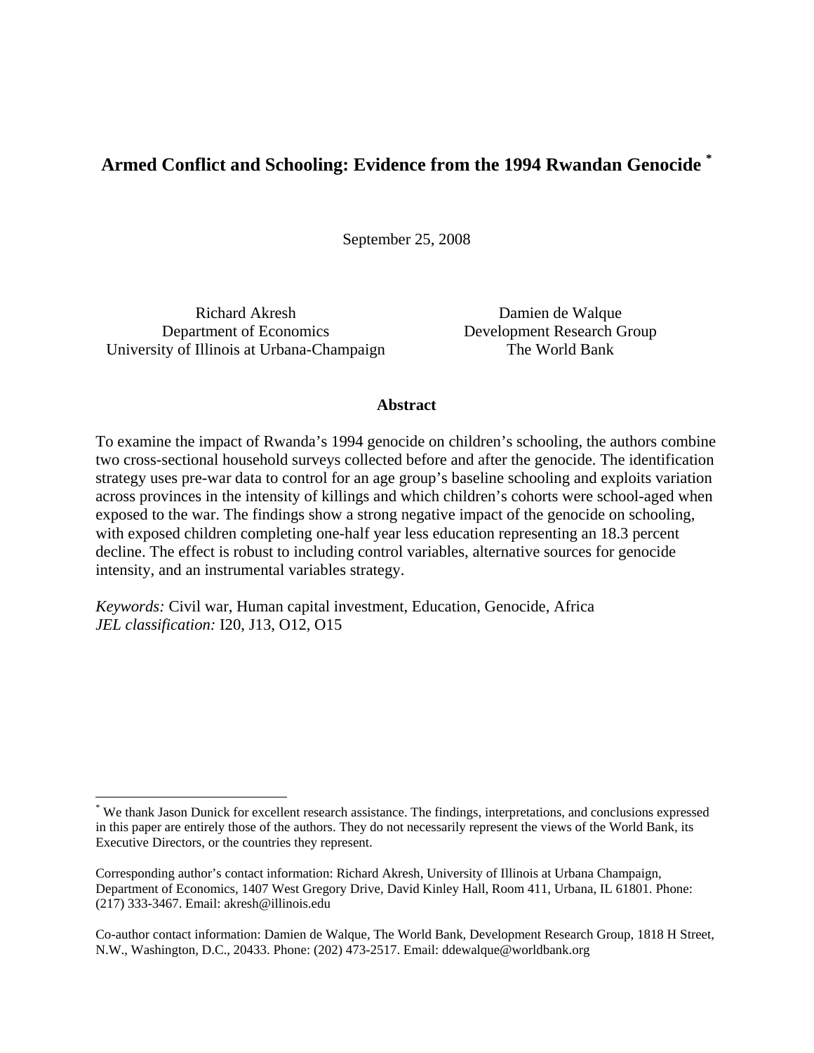# Armed Conflict and Schooling: Evidence from the 1994 Rwandan Genocide [*]

September 25, 2008

Richard Akresh
Department of Economics
University of Illinois at Urbana-Champaign

Damien de Walque
Development Research Group
The World Bank

**Abstract**

To examine the impact of Rwanda's 1994 genocide on children's schooling, the authors combine two cross-sectional household surveys collected before and after the genocide. The identification strategy uses pre-war data to control for an age group's baseline schooling and exploits variation across provinces in the intensity of killings and which children's cohorts were school-aged when exposed to the war. The findings show a strong negative impact of the genocide on schooling, with exposed children completing one-half year less education representing an 18.3 percent decline. The effect is robust to including control variables, alternative sources for genocide intensity, and an instrumental variables strategy.

*Keywords:* Civil war, Human capital investment, Education, Genocide, Africa
*JEL classification:* I20, J13, O12, O15

---

[*] We thank Jason Dunick for excellent research assistance. The findings, interpretations, and conclusions expressed in this paper are entirely those of the authors. They do not necessarily represent the views of the World Bank, its Executive Directors, or the countries they represent.

Corresponding author's contact information: Richard Akresh, University of Illinois at Urbana Champaign, Department of Economics, 1407 West Gregory Drive, David Kinley Hall, Room 411, Urbana, IL 61801. Phone: (217) 333-3467. Email: akresh@illinois.edu

Co-author contact information: Damien de Walque, The World Bank, Development Research Group, 1818 H Street, N.W., Washington, D.C., 20433. Phone: (202) 473-2517. Email: ddewalque@worldbank.org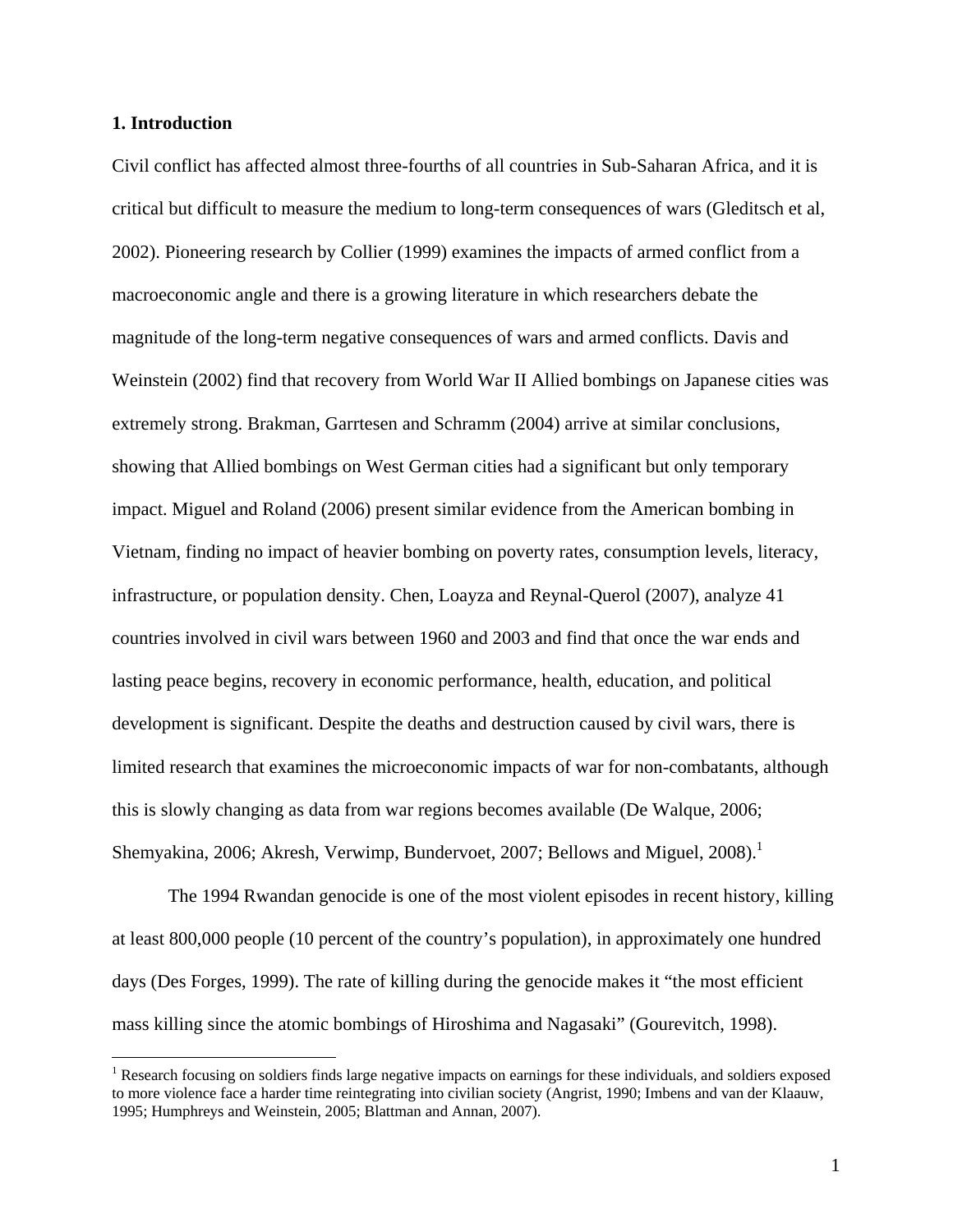## 1. Introduction

Civil conflict has affected almost three-fourths of all countries in Sub-Saharan Africa, and it is critical but difficult to measure the medium to long-term consequences of wars (Gleditsch et al, 2002). Pioneering research by Collier (1999) examines the impacts of armed conflict from a macroeconomic angle and there is a growing literature in which researchers debate the magnitude of the long-term negative consequences of wars and armed conflicts. Davis and Weinstein (2002) find that recovery from World War II Allied bombings on Japanese cities was extremely strong. Brakman, Garrtesen and Schramm (2004) arrive at similar conclusions, showing that Allied bombings on West German cities had a significant but only temporary impact. Miguel and Roland (2006) present similar evidence from the American bombing in Vietnam, finding no impact of heavier bombing on poverty rates, consumption levels, literacy, infrastructure, or population density. Chen, Loayza and Reynal-Querol (2007), analyze 41 countries involved in civil wars between 1960 and 2003 and find that once the war ends and lasting peace begins, recovery in economic performance, health, education, and political development is significant. Despite the deaths and destruction caused by civil wars, there is limited research that examines the microeconomic impacts of war for non-combatants, although this is slowly changing as data from war regions becomes available (De Walque, 2006; Shemyakina, 2006; Akresh, Verwimp, Bundervoet, 2007; Bellows and Miguel, 2008).[1]

The 1994 Rwandan genocide is one of the most violent episodes in recent history, killing at least 800,000 people (10 percent of the country's population), in approximately one hundred days (Des Forges, 1999). The rate of killing during the genocide makes it "the most efficient mass killing since the atomic bombings of Hiroshima and Nagasaki" (Gourevitch, 1998).

[1] Research focusing on soldiers finds large negative impacts on earnings for these individuals, and soldiers exposed to more violence face a harder time reintegrating into civilian society (Angrist, 1990; Imbens and van der Klaauw, 1995; Humphreys and Weinstein, 2005; Blattman and Annan, 2007).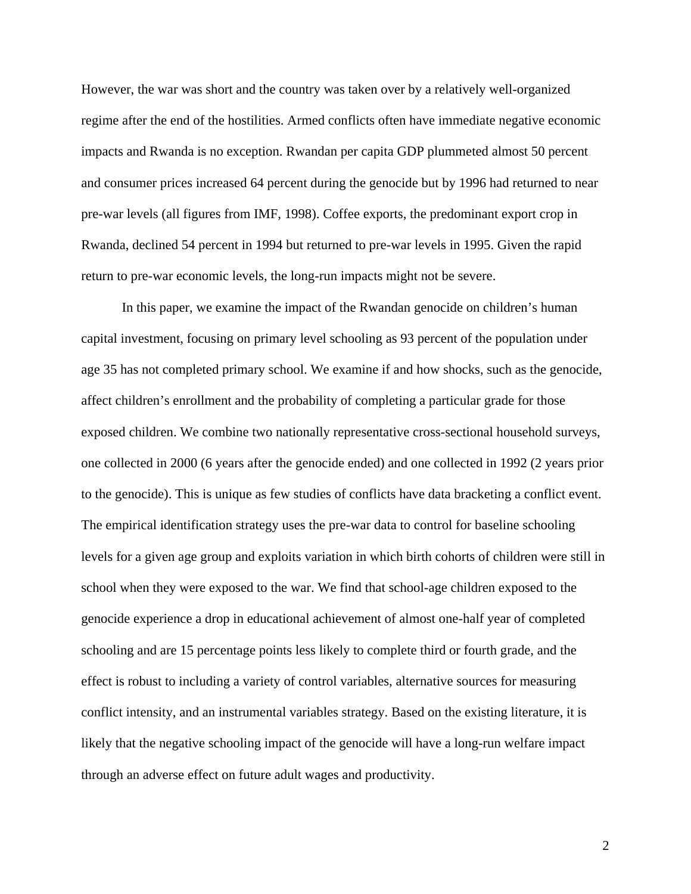However, the war was short and the country was taken over by a relatively well-organized regime after the end of the hostilities. Armed conflicts often have immediate negative economic impacts and Rwanda is no exception. Rwandan per capita GDP plummeted almost 50 percent and consumer prices increased 64 percent during the genocide but by 1996 had returned to near pre-war levels (all figures from IMF, 1998). Coffee exports, the predominant export crop in Rwanda, declined 54 percent in 1994 but returned to pre-war levels in 1995. Given the rapid return to pre-war economic levels, the long-run impacts might not be severe.

In this paper, we examine the impact of the Rwandan genocide on children's human capital investment, focusing on primary level schooling as 93 percent of the population under age 35 has not completed primary school. We examine if and how shocks, such as the genocide, affect children's enrollment and the probability of completing a particular grade for those exposed children. We combine two nationally representative cross-sectional household surveys, one collected in 2000 (6 years after the genocide ended) and one collected in 1992 (2 years prior to the genocide). This is unique as few studies of conflicts have data bracketing a conflict event. The empirical identification strategy uses the pre-war data to control for baseline schooling levels for a given age group and exploits variation in which birth cohorts of children were still in school when they were exposed to the war. We find that school-age children exposed to the genocide experience a drop in educational achievement of almost one-half year of completed schooling and are 15 percentage points less likely to complete third or fourth grade, and the effect is robust to including a variety of control variables, alternative sources for measuring conflict intensity, and an instrumental variables strategy. Based on the existing literature, it is likely that the negative schooling impact of the genocide will have a long-run welfare impact through an adverse effect on future adult wages and productivity.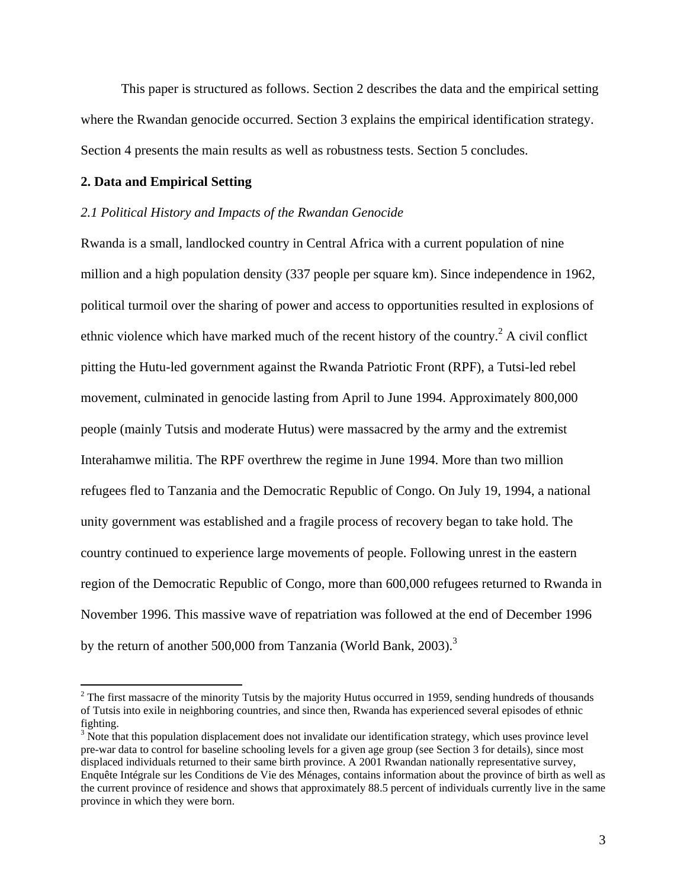This paper is structured as follows. Section 2 describes the data and the empirical setting where the Rwandan genocide occurred. Section 3 explains the empirical identification strategy. Section 4 presents the main results as well as robustness tests. Section 5 concludes.

## 2. Data and Empirical Setting

### *2.1 Political History and Impacts of the Rwandan Genocide*

Rwanda is a small, landlocked country in Central Africa with a current population of nine million and a high population density (337 people per square km). Since independence in 1962, political turmoil over the sharing of power and access to opportunities resulted in explosions of ethnic violence which have marked much of the recent history of the country.[2] A civil conflict pitting the Hutu-led government against the Rwanda Patriotic Front (RPF), a Tutsi-led rebel movement, culminated in genocide lasting from April to June 1994. Approximately 800,000 people (mainly Tutsis and moderate Hutus) were massacred by the army and the extremist Interahamwe militia. The RPF overthrew the regime in June 1994. More than two million refugees fled to Tanzania and the Democratic Republic of Congo. On July 19, 1994, a national unity government was established and a fragile process of recovery began to take hold. The country continued to experience large movements of people. Following unrest in the eastern region of the Democratic Republic of Congo, more than 600,000 refugees returned to Rwanda in November 1996. This massive wave of repatriation was followed at the end of December 1996 by the return of another 500,000 from Tanzania (World Bank, 2003).[3]

[2] The first massacre of the minority Tutsis by the majority Hutus occurred in 1959, sending hundreds of thousands of Tutsis into exile in neighboring countries, and since then, Rwanda has experienced several episodes of ethnic fighting.

[3] Note that this population displacement does not invalidate our identification strategy, which uses province level pre-war data to control for baseline schooling levels for a given age group (see Section 3 for details), since most displaced individuals returned to their same birth province. A 2001 Rwandan nationally representative survey, Enquête Intégrale sur les Conditions de Vie des Ménages, contains information about the province of birth as well as the current province of residence and shows that approximately 88.5 percent of individuals currently live in the same province in which they were born.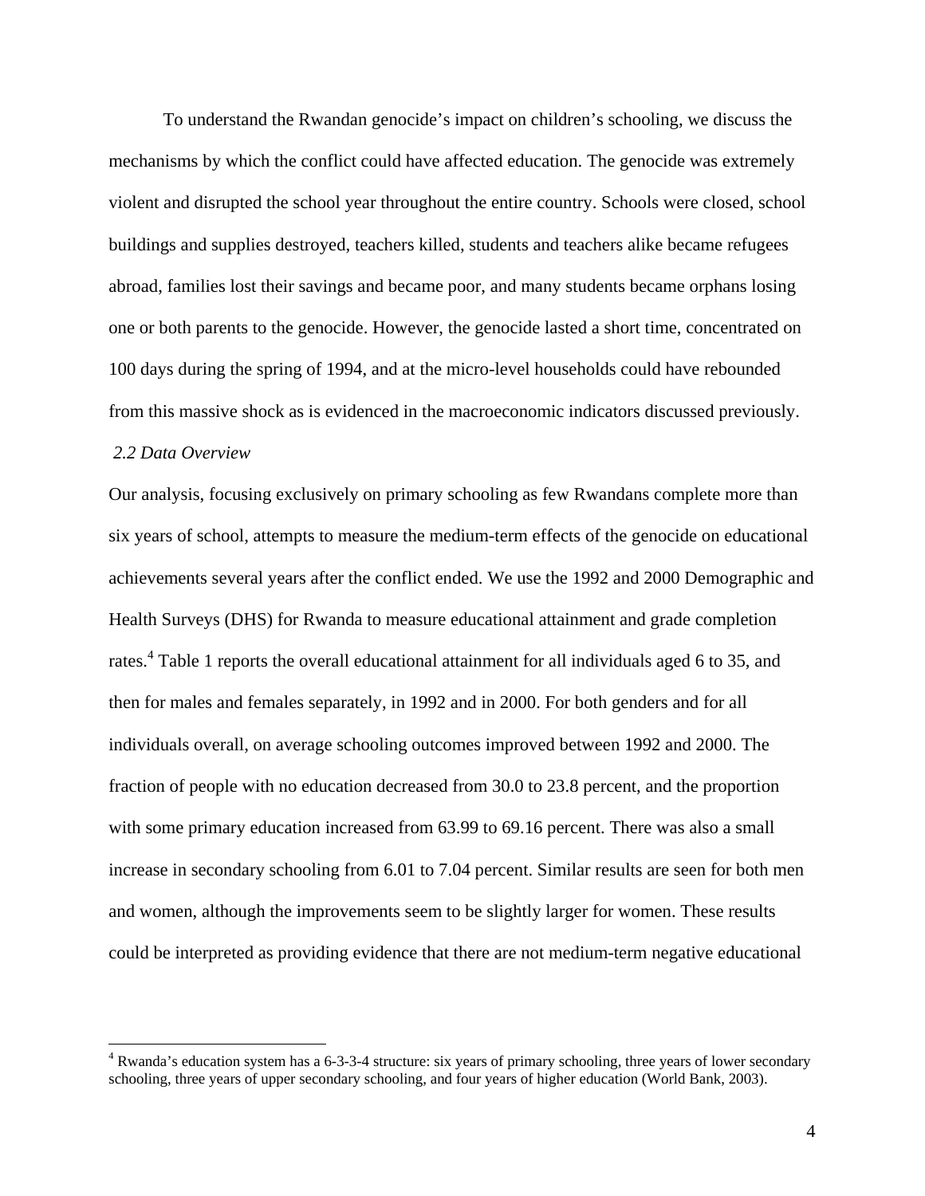To understand the Rwandan genocide's impact on children's schooling, we discuss the mechanisms by which the conflict could have affected education. The genocide was extremely violent and disrupted the school year throughout the entire country. Schools were closed, school buildings and supplies destroyed, teachers killed, students and teachers alike became refugees abroad, families lost their savings and became poor, and many students became orphans losing one or both parents to the genocide. However, the genocide lasted a short time, concentrated on 100 days during the spring of 1994, and at the micro-level households could have rebounded from this massive shock as is evidenced in the macroeconomic indicators discussed previously.

### *2.2 Data Overview*

Our analysis, focusing exclusively on primary schooling as few Rwandans complete more than six years of school, attempts to measure the medium-term effects of the genocide on educational achievements several years after the conflict ended. We use the 1992 and 2000 Demographic and Health Surveys (DHS) for Rwanda to measure educational attainment and grade completion rates.[4] Table 1 reports the overall educational attainment for all individuals aged 6 to 35, and then for males and females separately, in 1992 and in 2000. For both genders and for all individuals overall, on average schooling outcomes improved between 1992 and 2000. The fraction of people with no education decreased from 30.0 to 23.8 percent, and the proportion with some primary education increased from 63.99 to 69.16 percent. There was also a small increase in secondary schooling from 6.01 to 7.04 percent. Similar results are seen for both men and women, although the improvements seem to be slightly larger for women. These results could be interpreted as providing evidence that there are not medium-term negative educational

[4] Rwanda's education system has a 6-3-3-4 structure: six years of primary schooling, three years of lower secondary schooling, three years of upper secondary schooling, and four years of higher education (World Bank, 2003).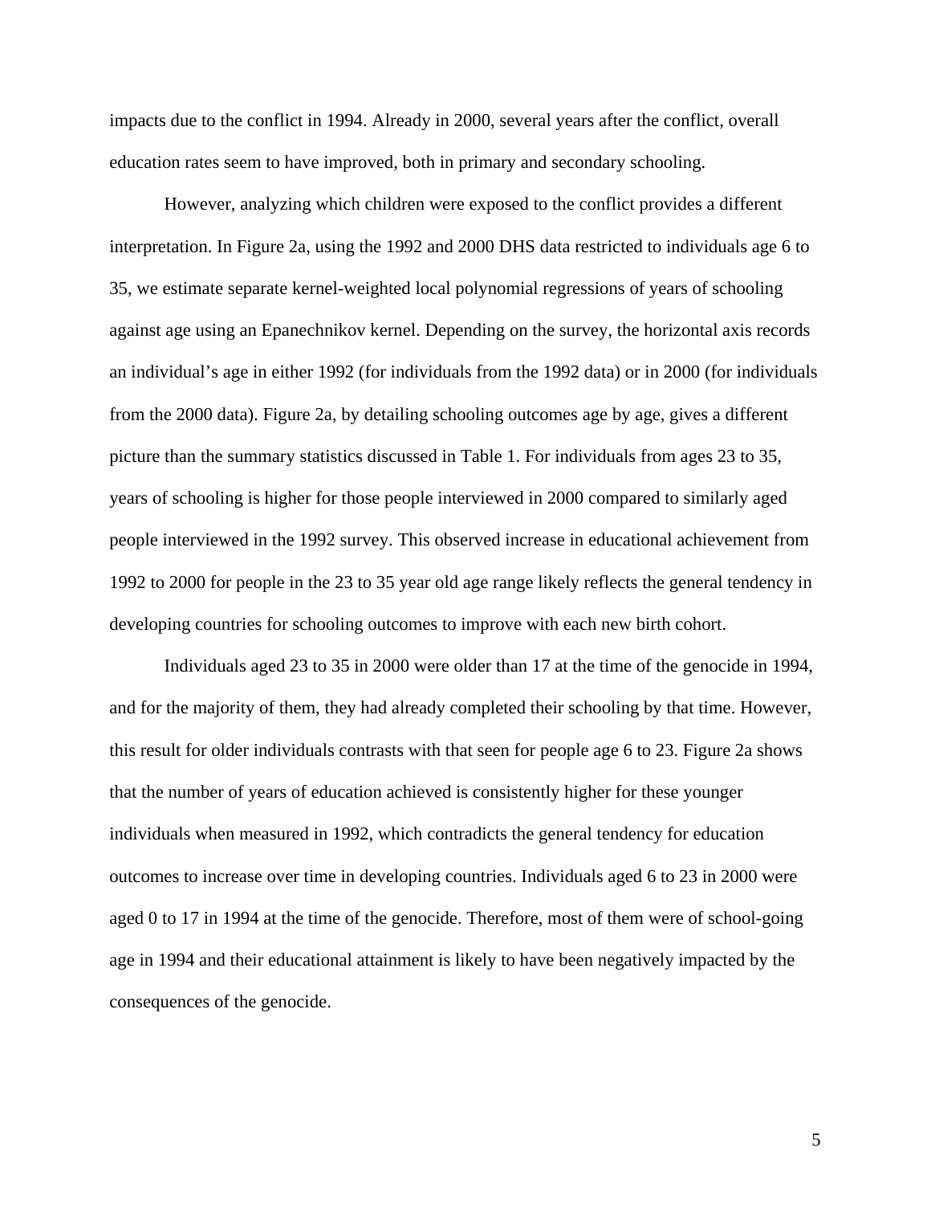impacts due to the conflict in 1994. Already in 2000, several years after the conflict, overall education rates seem to have improved, both in primary and secondary schooling.

However, analyzing which children were exposed to the conflict provides a different interpretation. In Figure 2a, using the 1992 and 2000 DHS data restricted to individuals age 6 to 35, we estimate separate kernel-weighted local polynomial regressions of years of schooling against age using an Epanechnikov kernel. Depending on the survey, the horizontal axis records an individual's age in either 1992 (for individuals from the 1992 data) or in 2000 (for individuals from the 2000 data). Figure 2a, by detailing schooling outcomes age by age, gives a different picture than the summary statistics discussed in Table 1. For individuals from ages 23 to 35, years of schooling is higher for those people interviewed in 2000 compared to similarly aged people interviewed in the 1992 survey. This observed increase in educational achievement from 1992 to 2000 for people in the 23 to 35 year old age range likely reflects the general tendency in developing countries for schooling outcomes to improve with each new birth cohort.

Individuals aged 23 to 35 in 2000 were older than 17 at the time of the genocide in 1994, and for the majority of them, they had already completed their schooling by that time. However, this result for older individuals contrasts with that seen for people age 6 to 23. Figure 2a shows that the number of years of education achieved is consistently higher for these younger individuals when measured in 1992, which contradicts the general tendency for education outcomes to increase over time in developing countries. Individuals aged 6 to 23 in 2000 were aged 0 to 17 in 1994 at the time of the genocide. Therefore, most of them were of school-going age in 1994 and their educational attainment is likely to have been negatively impacted by the consequences of the genocide.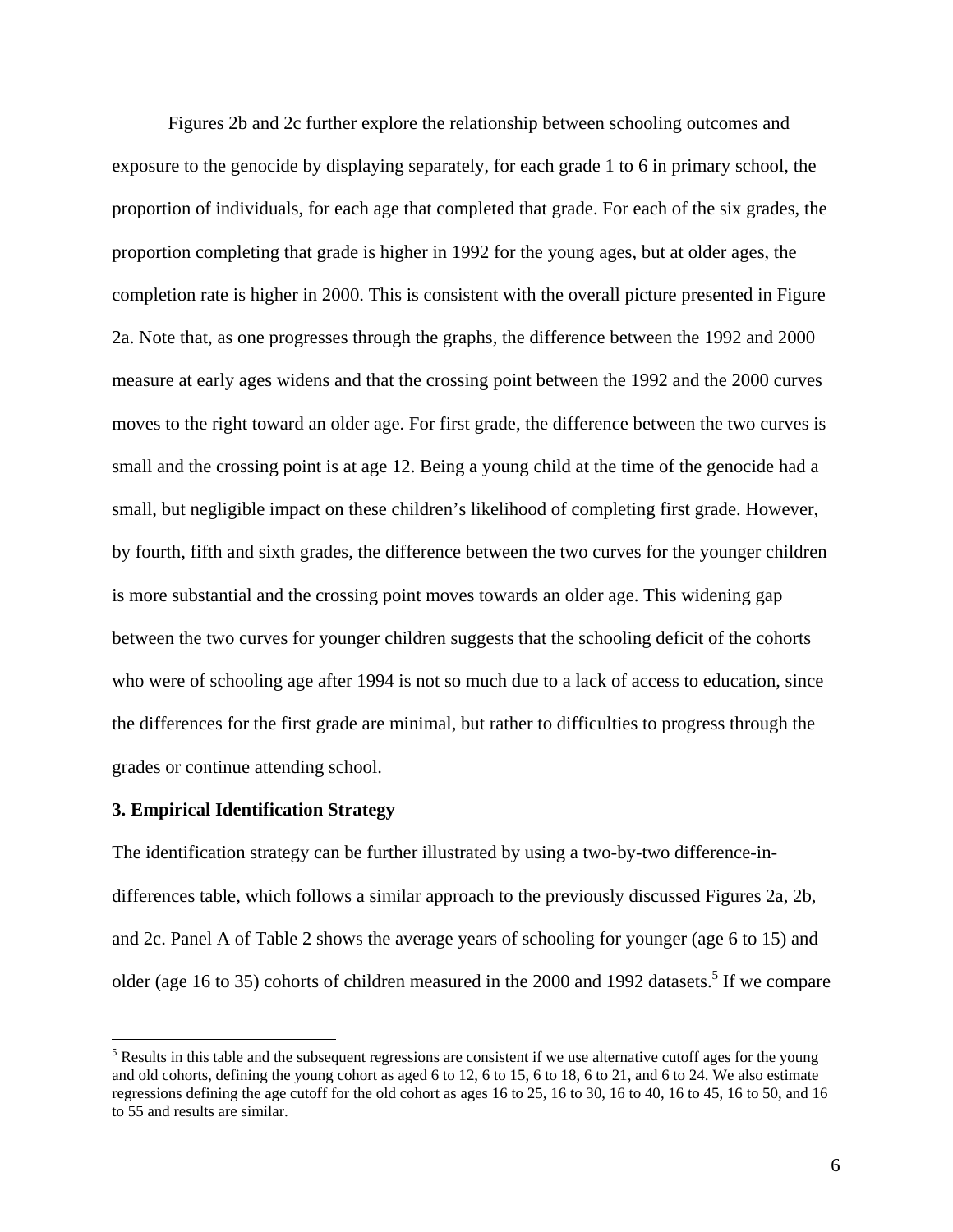Figures 2b and 2c further explore the relationship between schooling outcomes and exposure to the genocide by displaying separately, for each grade 1 to 6 in primary school, the proportion of individuals, for each age that completed that grade. For each of the six grades, the proportion completing that grade is higher in 1992 for the young ages, but at older ages, the completion rate is higher in 2000. This is consistent with the overall picture presented in Figure 2a. Note that, as one progresses through the graphs, the difference between the 1992 and 2000 measure at early ages widens and that the crossing point between the 1992 and the 2000 curves moves to the right toward an older age. For first grade, the difference between the two curves is small and the crossing point is at age 12. Being a young child at the time of the genocide had a small, but negligible impact on these children's likelihood of completing first grade. However, by fourth, fifth and sixth grades, the difference between the two curves for the younger children is more substantial and the crossing point moves towards an older age. This widening gap between the two curves for younger children suggests that the schooling deficit of the cohorts who were of schooling age after 1994 is not so much due to a lack of access to education, since the differences for the first grade are minimal, but rather to difficulties to progress through the grades or continue attending school.

### 3. Empirical Identification Strategy

The identification strategy can be further illustrated by using a two-by-two difference-in-differences table, which follows a similar approach to the previously discussed Figures 2a, 2b, and 2c. Panel A of Table 2 shows the average years of schooling for younger (age 6 to 15) and older (age 16 to 35) cohorts of children measured in the 2000 and 1992 datasets.[5] If we compare

[5] Results in this table and the subsequent regressions are consistent if we use alternative cutoff ages for the young and old cohorts, defining the young cohort as aged 6 to 12, 6 to 15, 6 to 18, 6 to 21, and 6 to 24. We also estimate regressions defining the age cutoff for the old cohort as ages 16 to 25, 16 to 30, 16 to 40, 16 to 45, 16 to 50, and 16 to 55 and results are similar.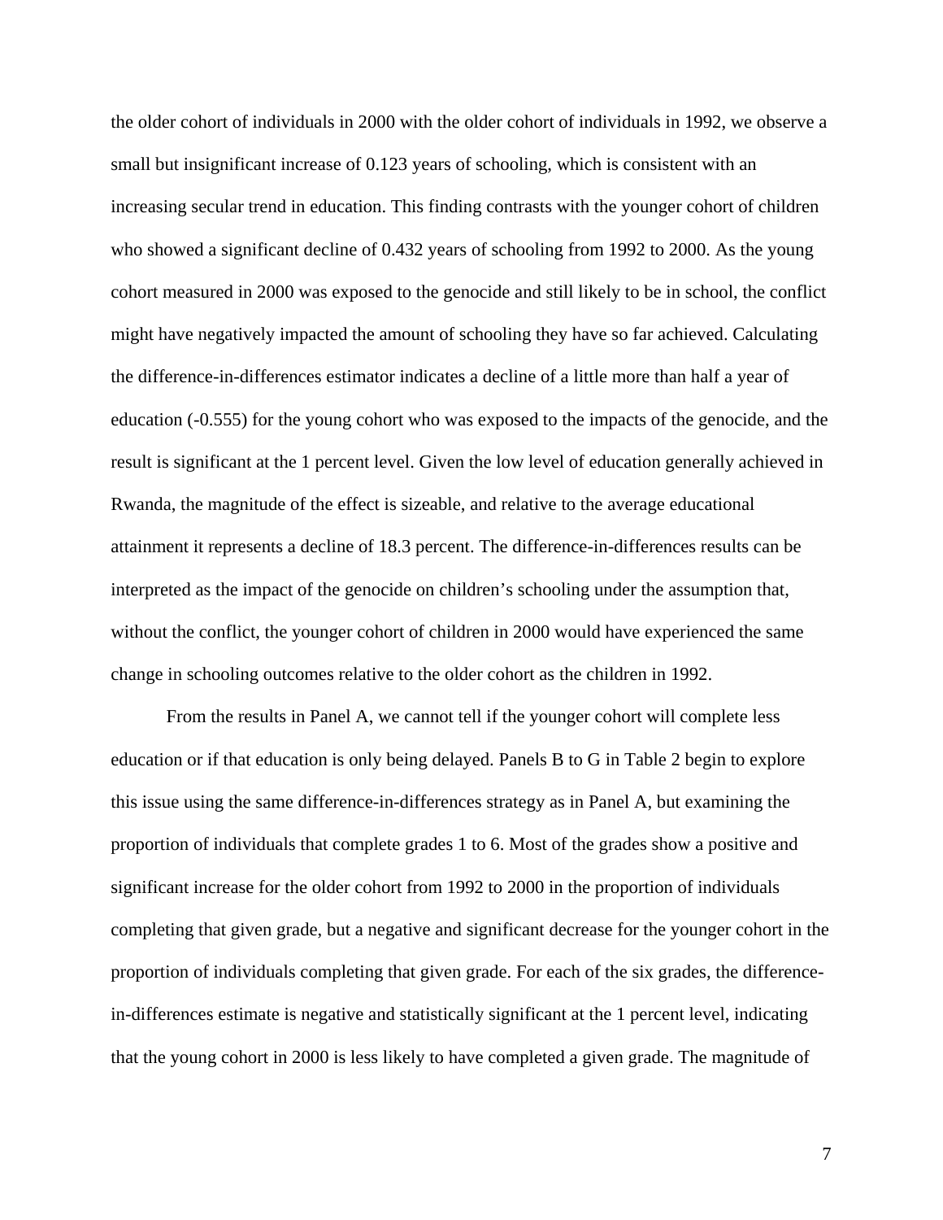the older cohort of individuals in 2000 with the older cohort of individuals in 1992, we observe a small but insignificant increase of 0.123 years of schooling, which is consistent with an increasing secular trend in education. This finding contrasts with the younger cohort of children who showed a significant decline of 0.432 years of schooling from 1992 to 2000. As the young cohort measured in 2000 was exposed to the genocide and still likely to be in school, the conflict might have negatively impacted the amount of schooling they have so far achieved. Calculating the difference-in-differences estimator indicates a decline of a little more than half a year of education (-0.555) for the young cohort who was exposed to the impacts of the genocide, and the result is significant at the 1 percent level. Given the low level of education generally achieved in Rwanda, the magnitude of the effect is sizeable, and relative to the average educational attainment it represents a decline of 18.3 percent. The difference-in-differences results can be interpreted as the impact of the genocide on children's schooling under the assumption that, without the conflict, the younger cohort of children in 2000 would have experienced the same change in schooling outcomes relative to the older cohort as the children in 1992.

From the results in Panel A, we cannot tell if the younger cohort will complete less education or if that education is only being delayed. Panels B to G in Table 2 begin to explore this issue using the same difference-in-differences strategy as in Panel A, but examining the proportion of individuals that complete grades 1 to 6. Most of the grades show a positive and significant increase for the older cohort from 1992 to 2000 in the proportion of individuals completing that given grade, but a negative and significant decrease for the younger cohort in the proportion of individuals completing that given grade. For each of the six grades, the difference-in-differences estimate is negative and statistically significant at the 1 percent level, indicating that the young cohort in 2000 is less likely to have completed a given grade. The magnitude of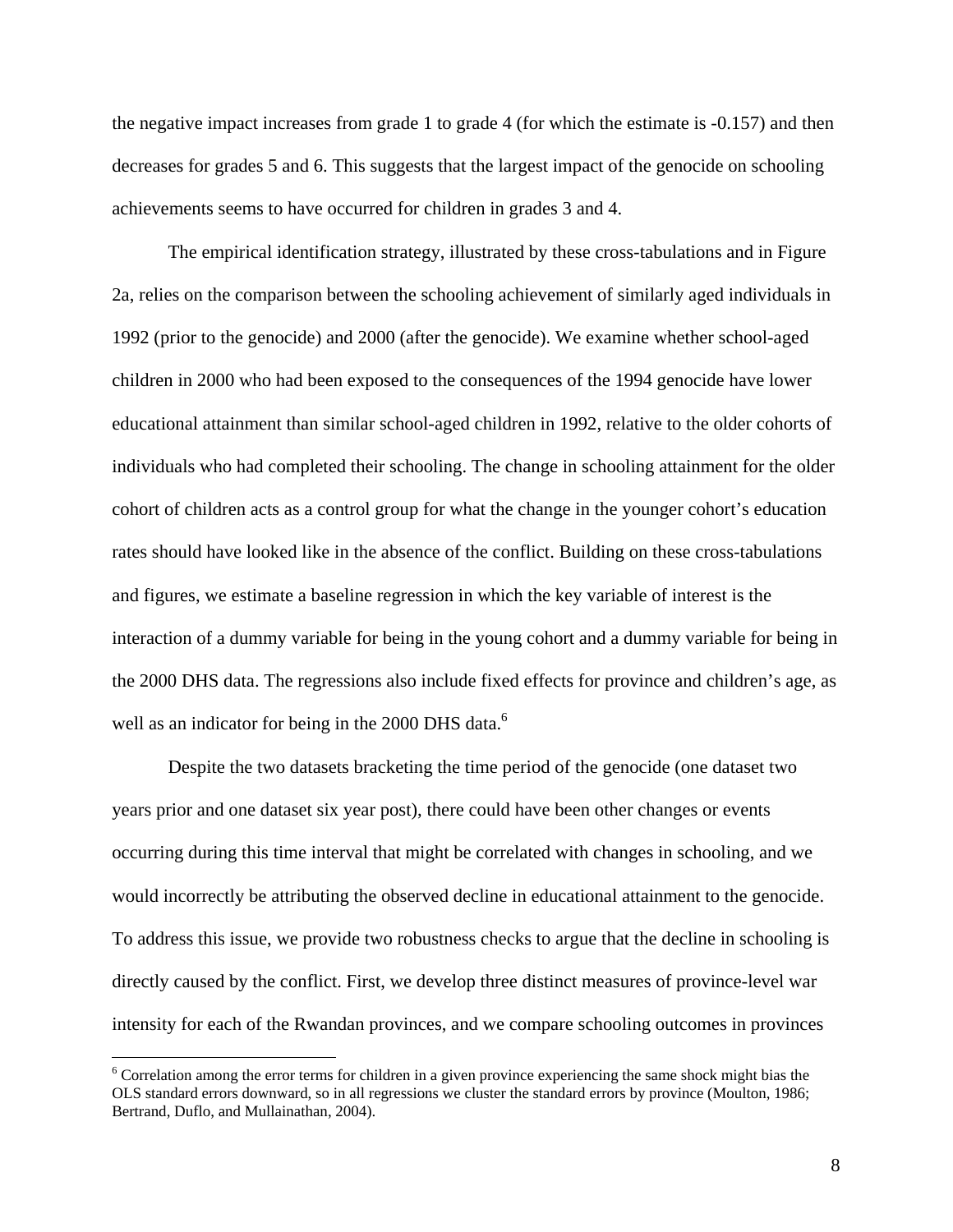the negative impact increases from grade 1 to grade 4 (for which the estimate is -0.157) and then decreases for grades 5 and 6. This suggests that the largest impact of the genocide on schooling achievements seems to have occurred for children in grades 3 and 4.

The empirical identification strategy, illustrated by these cross-tabulations and in Figure 2a, relies on the comparison between the schooling achievement of similarly aged individuals in 1992 (prior to the genocide) and 2000 (after the genocide). We examine whether school-aged children in 2000 who had been exposed to the consequences of the 1994 genocide have lower educational attainment than similar school-aged children in 1992, relative to the older cohorts of individuals who had completed their schooling. The change in schooling attainment for the older cohort of children acts as a control group for what the change in the younger cohort's education rates should have looked like in the absence of the conflict. Building on these cross-tabulations and figures, we estimate a baseline regression in which the key variable of interest is the interaction of a dummy variable for being in the young cohort and a dummy variable for being in the 2000 DHS data. The regressions also include fixed effects for province and children's age, as well as an indicator for being in the 2000 DHS data.[6]

Despite the two datasets bracketing the time period of the genocide (one dataset two years prior and one dataset six year post), there could have been other changes or events occurring during this time interval that might be correlated with changes in schooling, and we would incorrectly be attributing the observed decline in educational attainment to the genocide. To address this issue, we provide two robustness checks to argue that the decline in schooling is directly caused by the conflict. First, we develop three distinct measures of province-level war intensity for each of the Rwandan provinces, and we compare schooling outcomes in provinces

[6] Correlation among the error terms for children in a given province experiencing the same shock might bias the OLS standard errors downward, so in all regressions we cluster the standard errors by province (Moulton, 1986; Bertrand, Duflo, and Mullainathan, 2004).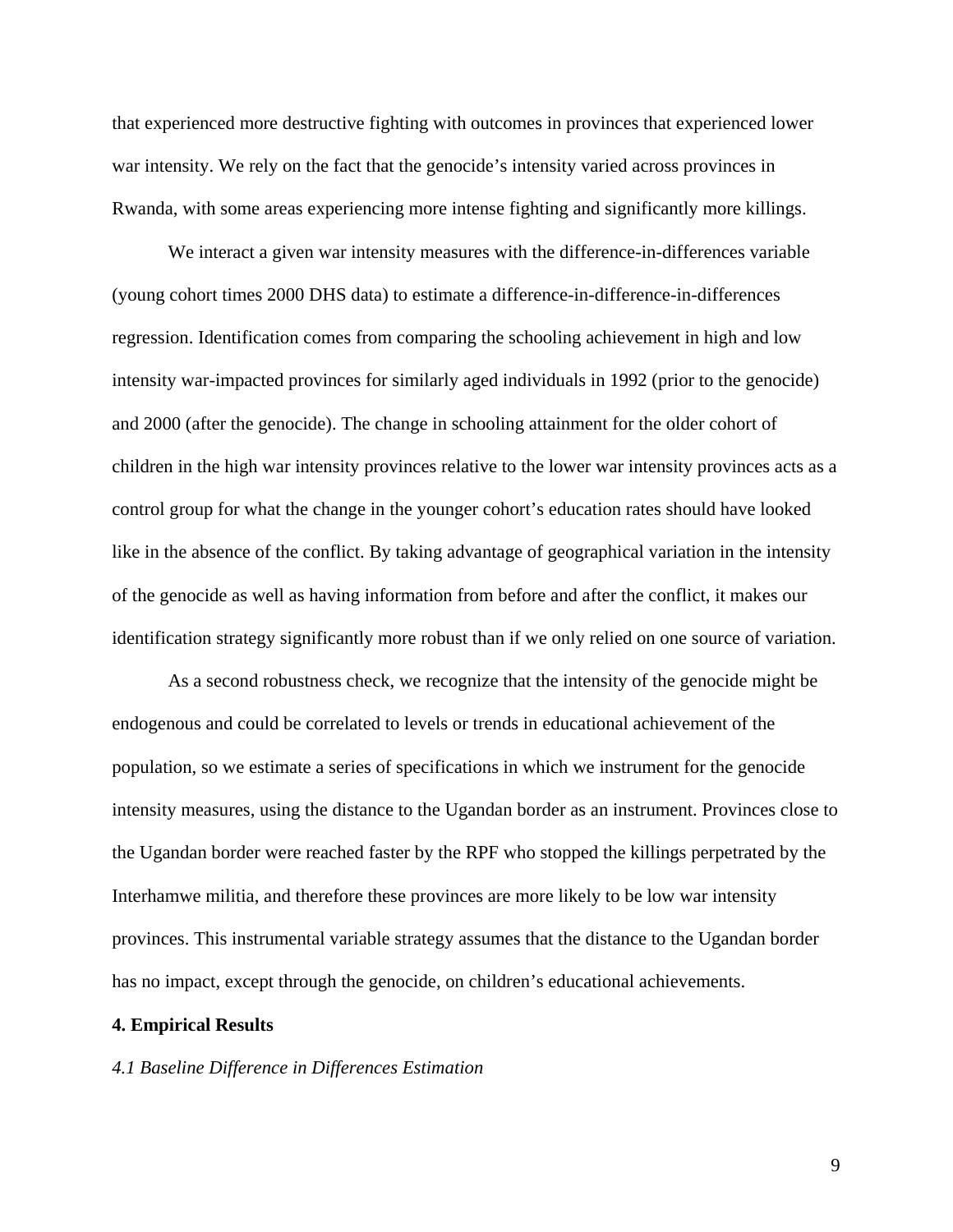that experienced more destructive fighting with outcomes in provinces that experienced lower war intensity. We rely on the fact that the genocide's intensity varied across provinces in Rwanda, with some areas experiencing more intense fighting and significantly more killings.

We interact a given war intensity measures with the difference-in-differences variable (young cohort times 2000 DHS data) to estimate a difference-in-difference-in-differences regression. Identification comes from comparing the schooling achievement in high and low intensity war-impacted provinces for similarly aged individuals in 1992 (prior to the genocide) and 2000 (after the genocide). The change in schooling attainment for the older cohort of children in the high war intensity provinces relative to the lower war intensity provinces acts as a control group for what the change in the younger cohort's education rates should have looked like in the absence of the conflict. By taking advantage of geographical variation in the intensity of the genocide as well as having information from before and after the conflict, it makes our identification strategy significantly more robust than if we only relied on one source of variation.

As a second robustness check, we recognize that the intensity of the genocide might be endogenous and could be correlated to levels or trends in educational achievement of the population, so we estimate a series of specifications in which we instrument for the genocide intensity measures, using the distance to the Ugandan border as an instrument. Provinces close to the Ugandan border were reached faster by the RPF who stopped the killings perpetrated by the Interhamwe militia, and therefore these provinces are more likely to be low war intensity provinces. This instrumental variable strategy assumes that the distance to the Ugandan border has no impact, except through the genocide, on children's educational achievements.

## 4. Empirical Results

### *4.1 Baseline Difference in Differences Estimation*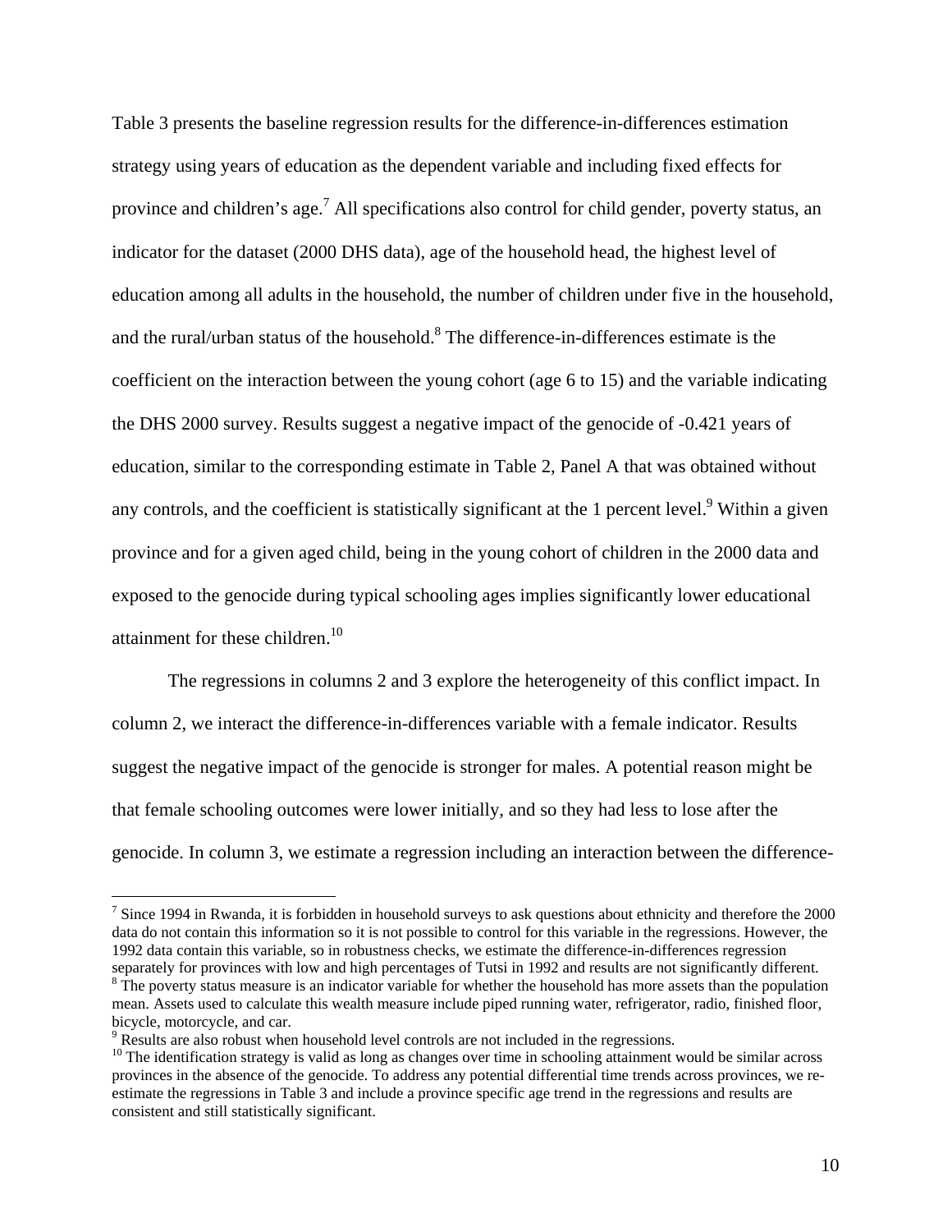Table 3 presents the baseline regression results for the difference-in-differences estimation strategy using years of education as the dependent variable and including fixed effects for province and children's age.[7] All specifications also control for child gender, poverty status, an indicator for the dataset (2000 DHS data), age of the household head, the highest level of education among all adults in the household, the number of children under five in the household, and the rural/urban status of the household.[8] The difference-in-differences estimate is the coefficient on the interaction between the young cohort (age 6 to 15) and the variable indicating the DHS 2000 survey. Results suggest a negative impact of the genocide of -0.421 years of education, similar to the corresponding estimate in Table 2, Panel A that was obtained without any controls, and the coefficient is statistically significant at the 1 percent level.[9] Within a given province and for a given aged child, being in the young cohort of children in the 2000 data and exposed to the genocide during typical schooling ages implies significantly lower educational attainment for these children.[10]

The regressions in columns 2 and 3 explore the heterogeneity of this conflict impact. In column 2, we interact the difference-in-differences variable with a female indicator. Results suggest the negative impact of the genocide is stronger for males. A potential reason might be that female schooling outcomes were lower initially, and so they had less to lose after the genocide. In column 3, we estimate a regression including an interaction between the difference-

---

[7] Since 1994 in Rwanda, it is forbidden in household surveys to ask questions about ethnicity and therefore the 2000 data do not contain this information so it is not possible to control for this variable in the regressions. However, the 1992 data contain this variable, so in robustness checks, we estimate the difference-in-differences regression separately for provinces with low and high percentages of Tutsi in 1992 and results are not significantly different.

[8] The poverty status measure is an indicator variable for whether the household has more assets than the population mean. Assets used to calculate this wealth measure include piped running water, refrigerator, radio, finished floor, bicycle, motorcycle, and car.

[9] Results are also robust when household level controls are not included in the regressions.

[10] The identification strategy is valid as long as changes over time in schooling attainment would be similar across provinces in the absence of the genocide. To address any potential differential time trends across provinces, we re-estimate the regressions in Table 3 and include a province specific age trend in the regressions and results are consistent and still statistically significant.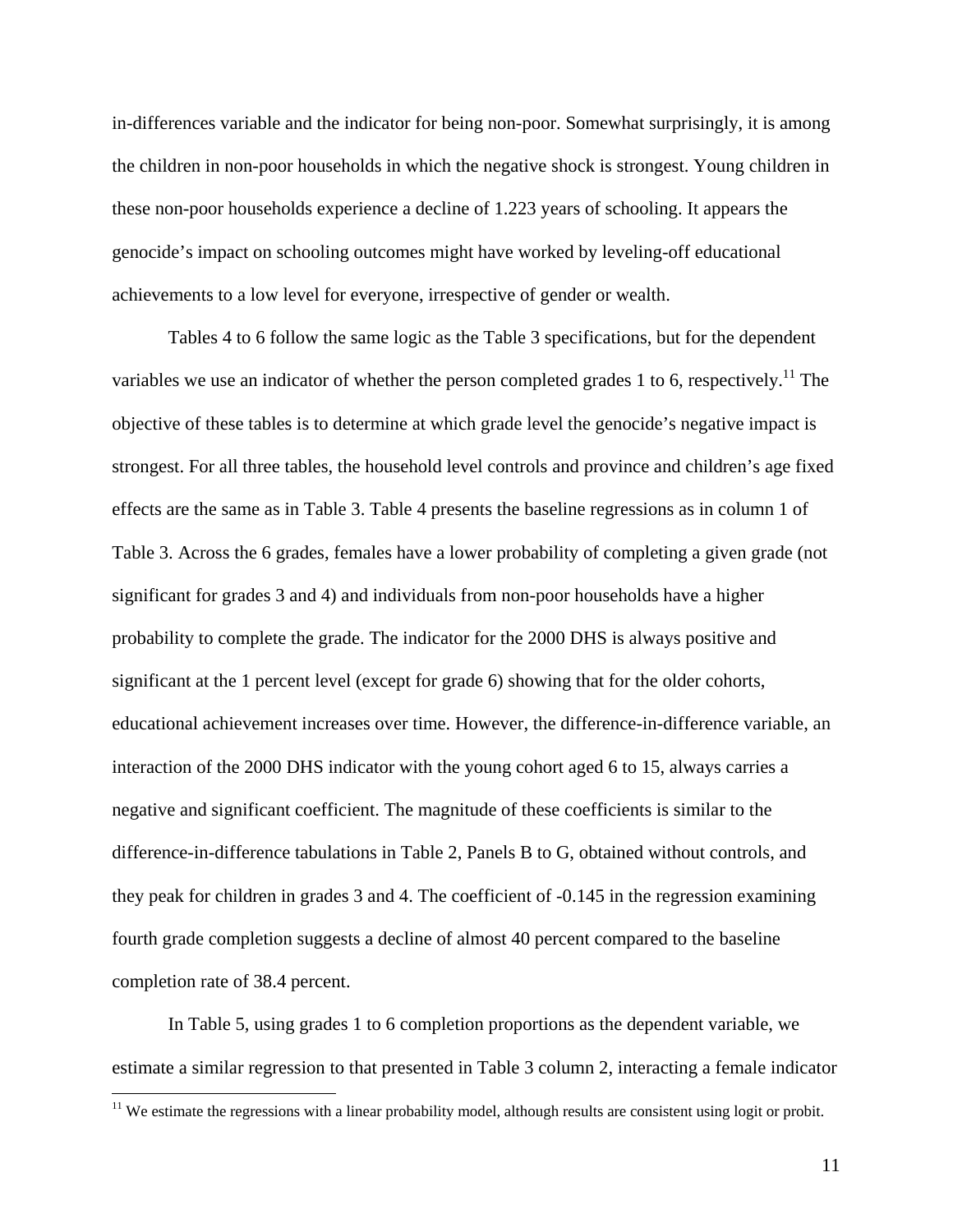in-differences variable and the indicator for being non-poor. Somewhat surprisingly, it is among the children in non-poor households in which the negative shock is strongest. Young children in these non-poor households experience a decline of 1.223 years of schooling. It appears the genocide's impact on schooling outcomes might have worked by leveling-off educational achievements to a low level for everyone, irrespective of gender or wealth.

Tables 4 to 6 follow the same logic as the Table 3 specifications, but for the dependent variables we use an indicator of whether the person completed grades 1 to 6, respectively.[11] The objective of these tables is to determine at which grade level the genocide's negative impact is strongest. For all three tables, the household level controls and province and children's age fixed effects are the same as in Table 3. Table 4 presents the baseline regressions as in column 1 of Table 3. Across the 6 grades, females have a lower probability of completing a given grade (not significant for grades 3 and 4) and individuals from non-poor households have a higher probability to complete the grade. The indicator for the 2000 DHS is always positive and significant at the 1 percent level (except for grade 6) showing that for the older cohorts, educational achievement increases over time. However, the difference-in-difference variable, an interaction of the 2000 DHS indicator with the young cohort aged 6 to 15, always carries a negative and significant coefficient. The magnitude of these coefficients is similar to the difference-in-difference tabulations in Table 2, Panels B to G, obtained without controls, and they peak for children in grades 3 and 4. The coefficient of -0.145 in the regression examining fourth grade completion suggests a decline of almost 40 percent compared to the baseline completion rate of 38.4 percent.

In Table 5, using grades 1 to 6 completion proportions as the dependent variable, we estimate a similar regression to that presented in Table 3 column 2, interacting a female indicator

[11] We estimate the regressions with a linear probability model, although results are consistent using logit or probit.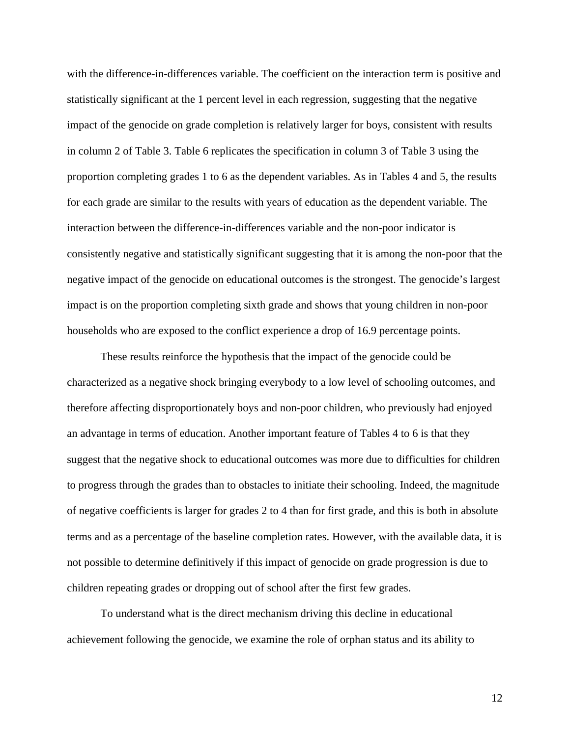with the difference-in-differences variable. The coefficient on the interaction term is positive and statistically significant at the 1 percent level in each regression, suggesting that the negative impact of the genocide on grade completion is relatively larger for boys, consistent with results in column 2 of Table 3. Table 6 replicates the specification in column 3 of Table 3 using the proportion completing grades 1 to 6 as the dependent variables. As in Tables 4 and 5, the results for each grade are similar to the results with years of education as the dependent variable. The interaction between the difference-in-differences variable and the non-poor indicator is consistently negative and statistically significant suggesting that it is among the non-poor that the negative impact of the genocide on educational outcomes is the strongest. The genocide's largest impact is on the proportion completing sixth grade and shows that young children in non-poor households who are exposed to the conflict experience a drop of 16.9 percentage points.

These results reinforce the hypothesis that the impact of the genocide could be characterized as a negative shock bringing everybody to a low level of schooling outcomes, and therefore affecting disproportionately boys and non-poor children, who previously had enjoyed an advantage in terms of education. Another important feature of Tables 4 to 6 is that they suggest that the negative shock to educational outcomes was more due to difficulties for children to progress through the grades than to obstacles to initiate their schooling. Indeed, the magnitude of negative coefficients is larger for grades 2 to 4 than for first grade, and this is both in absolute terms and as a percentage of the baseline completion rates. However, with the available data, it is not possible to determine definitively if this impact of genocide on grade progression is due to children repeating grades or dropping out of school after the first few grades.

To understand what is the direct mechanism driving this decline in educational achievement following the genocide, we examine the role of orphan status and its ability to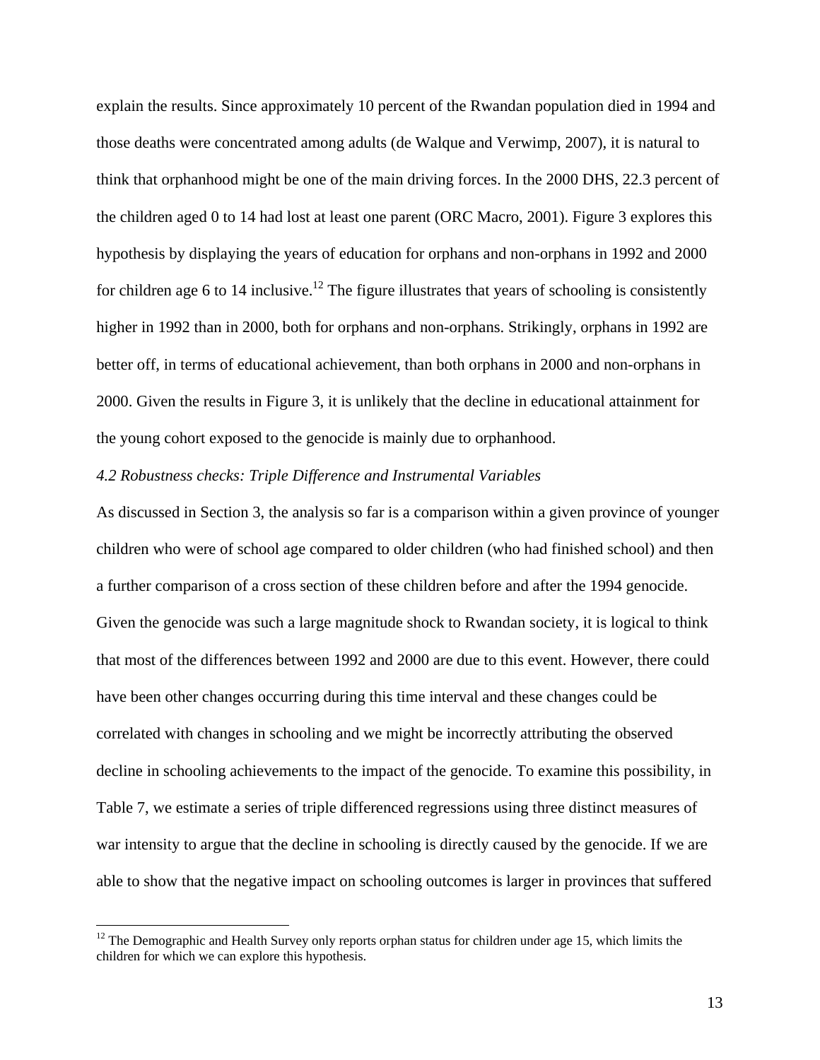explain the results. Since approximately 10 percent of the Rwandan population died in 1994 and those deaths were concentrated among adults (de Walque and Verwimp, 2007), it is natural to think that orphanhood might be one of the main driving forces. In the 2000 DHS, 22.3 percent of the children aged 0 to 14 had lost at least one parent (ORC Macro, 2001). Figure 3 explores this hypothesis by displaying the years of education for orphans and non-orphans in 1992 and 2000 for children age 6 to 14 inclusive.[12] The figure illustrates that years of schooling is consistently higher in 1992 than in 2000, both for orphans and non-orphans. Strikingly, orphans in 1992 are better off, in terms of educational achievement, than both orphans in 2000 and non-orphans in 2000. Given the results in Figure 3, it is unlikely that the decline in educational attainment for the young cohort exposed to the genocide is mainly due to orphanhood.

*4.2 Robustness checks: Triple Difference and Instrumental Variables*

As discussed in Section 3, the analysis so far is a comparison within a given province of younger children who were of school age compared to older children (who had finished school) and then a further comparison of a cross section of these children before and after the 1994 genocide. Given the genocide was such a large magnitude shock to Rwandan society, it is logical to think that most of the differences between 1992 and 2000 are due to this event. However, there could have been other changes occurring during this time interval and these changes could be correlated with changes in schooling and we might be incorrectly attributing the observed decline in schooling achievements to the impact of the genocide. To examine this possibility, in Table 7, we estimate a series of triple differenced regressions using three distinct measures of war intensity to argue that the decline in schooling is directly caused by the genocide. If we are able to show that the negative impact on schooling outcomes is larger in provinces that suffered

[12] The Demographic and Health Survey only reports orphan status for children under age 15, which limits the children for which we can explore this hypothesis.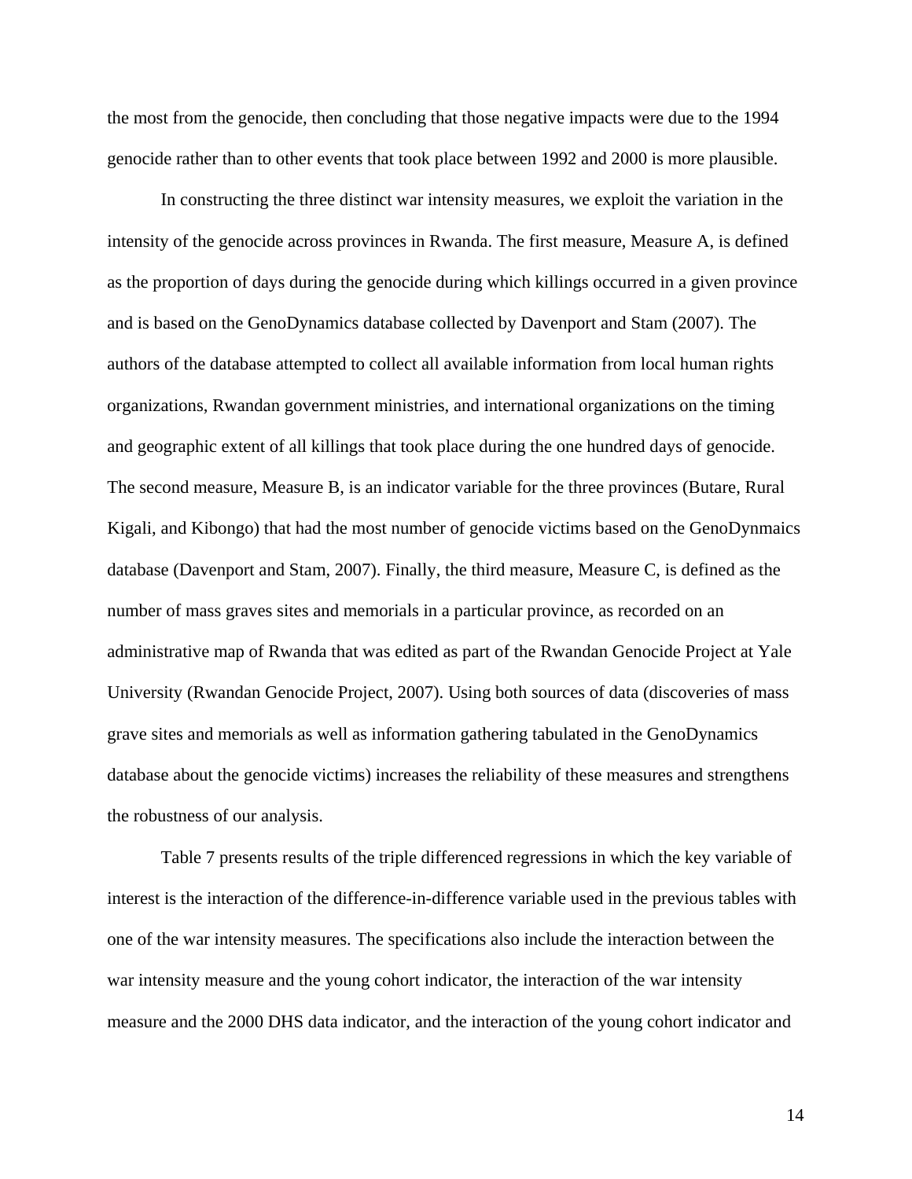the most from the genocide, then concluding that those negative impacts were due to the 1994 genocide rather than to other events that took place between 1992 and 2000 is more plausible.

In constructing the three distinct war intensity measures, we exploit the variation in the intensity of the genocide across provinces in Rwanda. The first measure, Measure A, is defined as the proportion of days during the genocide during which killings occurred in a given province and is based on the GenoDynamics database collected by Davenport and Stam (2007). The authors of the database attempted to collect all available information from local human rights organizations, Rwandan government ministries, and international organizations on the timing and geographic extent of all killings that took place during the one hundred days of genocide. The second measure, Measure B, is an indicator variable for the three provinces (Butare, Rural Kigali, and Kibongo) that had the most number of genocide victims based on the GenoDynmaics database (Davenport and Stam, 2007). Finally, the third measure, Measure C, is defined as the number of mass graves sites and memorials in a particular province, as recorded on an administrative map of Rwanda that was edited as part of the Rwandan Genocide Project at Yale University (Rwandan Genocide Project, 2007). Using both sources of data (discoveries of mass grave sites and memorials as well as information gathering tabulated in the GenoDynamics database about the genocide victims) increases the reliability of these measures and strengthens the robustness of our analysis.

Table 7 presents results of the triple differenced regressions in which the key variable of interest is the interaction of the difference-in-difference variable used in the previous tables with one of the war intensity measures. The specifications also include the interaction between the war intensity measure and the young cohort indicator, the interaction of the war intensity measure and the 2000 DHS data indicator, and the interaction of the young cohort indicator and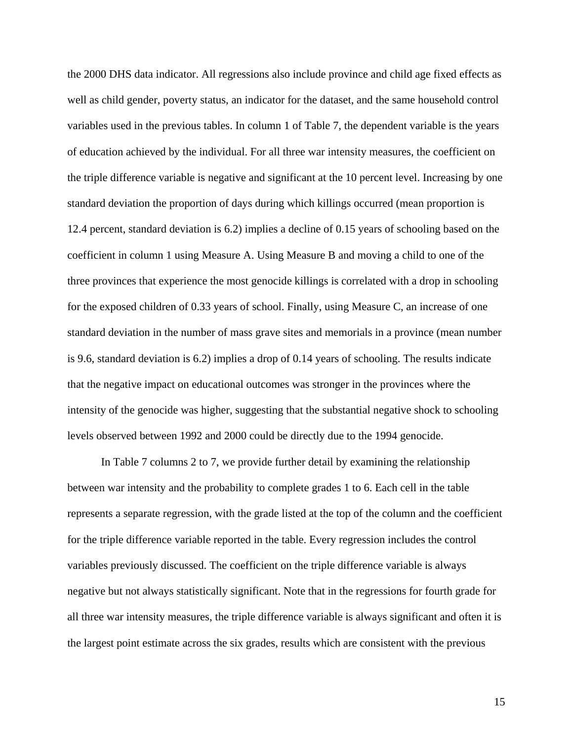the 2000 DHS data indicator. All regressions also include province and child age fixed effects as well as child gender, poverty status, an indicator for the dataset, and the same household control variables used in the previous tables. In column 1 of Table 7, the dependent variable is the years of education achieved by the individual. For all three war intensity measures, the coefficient on the triple difference variable is negative and significant at the 10 percent level. Increasing by one standard deviation the proportion of days during which killings occurred (mean proportion is 12.4 percent, standard deviation is 6.2) implies a decline of 0.15 years of schooling based on the coefficient in column 1 using Measure A. Using Measure B and moving a child to one of the three provinces that experience the most genocide killings is correlated with a drop in schooling for the exposed children of 0.33 years of school. Finally, using Measure C, an increase of one standard deviation in the number of mass grave sites and memorials in a province (mean number is 9.6, standard deviation is 6.2) implies a drop of 0.14 years of schooling. The results indicate that the negative impact on educational outcomes was stronger in the provinces where the intensity of the genocide was higher, suggesting that the substantial negative shock to schooling levels observed between 1992 and 2000 could be directly due to the 1994 genocide.

In Table 7 columns 2 to 7, we provide further detail by examining the relationship between war intensity and the probability to complete grades 1 to 6. Each cell in the table represents a separate regression, with the grade listed at the top of the column and the coefficient for the triple difference variable reported in the table. Every regression includes the control variables previously discussed. The coefficient on the triple difference variable is always negative but not always statistically significant. Note that in the regressions for fourth grade for all three war intensity measures, the triple difference variable is always significant and often it is the largest point estimate across the six grades, results which are consistent with the previous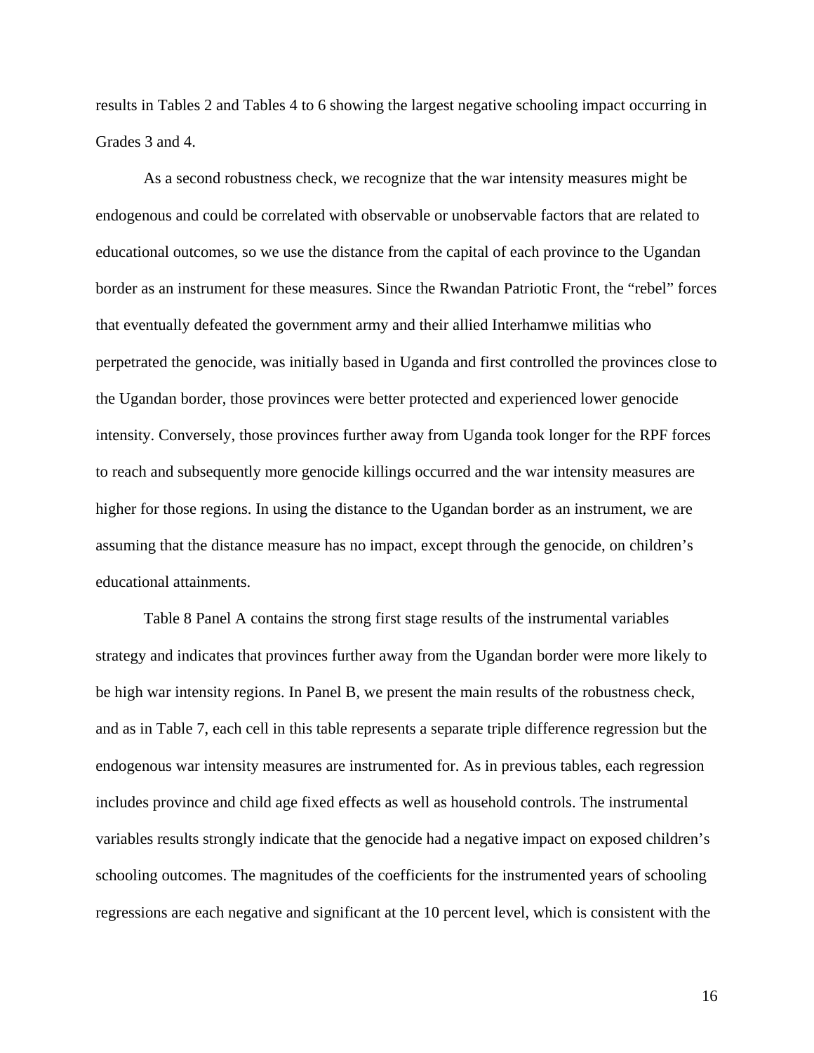results in Tables 2 and Tables 4 to 6 showing the largest negative schooling impact occurring in Grades 3 and 4.

As a second robustness check, we recognize that the war intensity measures might be endogenous and could be correlated with observable or unobservable factors that are related to educational outcomes, so we use the distance from the capital of each province to the Ugandan border as an instrument for these measures. Since the Rwandan Patriotic Front, the "rebel" forces that eventually defeated the government army and their allied Interhamwe militias who perpetrated the genocide, was initially based in Uganda and first controlled the provinces close to the Ugandan border, those provinces were better protected and experienced lower genocide intensity. Conversely, those provinces further away from Uganda took longer for the RPF forces to reach and subsequently more genocide killings occurred and the war intensity measures are higher for those regions. In using the distance to the Ugandan border as an instrument, we are assuming that the distance measure has no impact, except through the genocide, on children's educational attainments.

Table 8 Panel A contains the strong first stage results of the instrumental variables strategy and indicates that provinces further away from the Ugandan border were more likely to be high war intensity regions. In Panel B, we present the main results of the robustness check, and as in Table 7, each cell in this table represents a separate triple difference regression but the endogenous war intensity measures are instrumented for. As in previous tables, each regression includes province and child age fixed effects as well as household controls. The instrumental variables results strongly indicate that the genocide had a negative impact on exposed children's schooling outcomes. The magnitudes of the coefficients for the instrumented years of schooling regressions are each negative and significant at the 10 percent level, which is consistent with the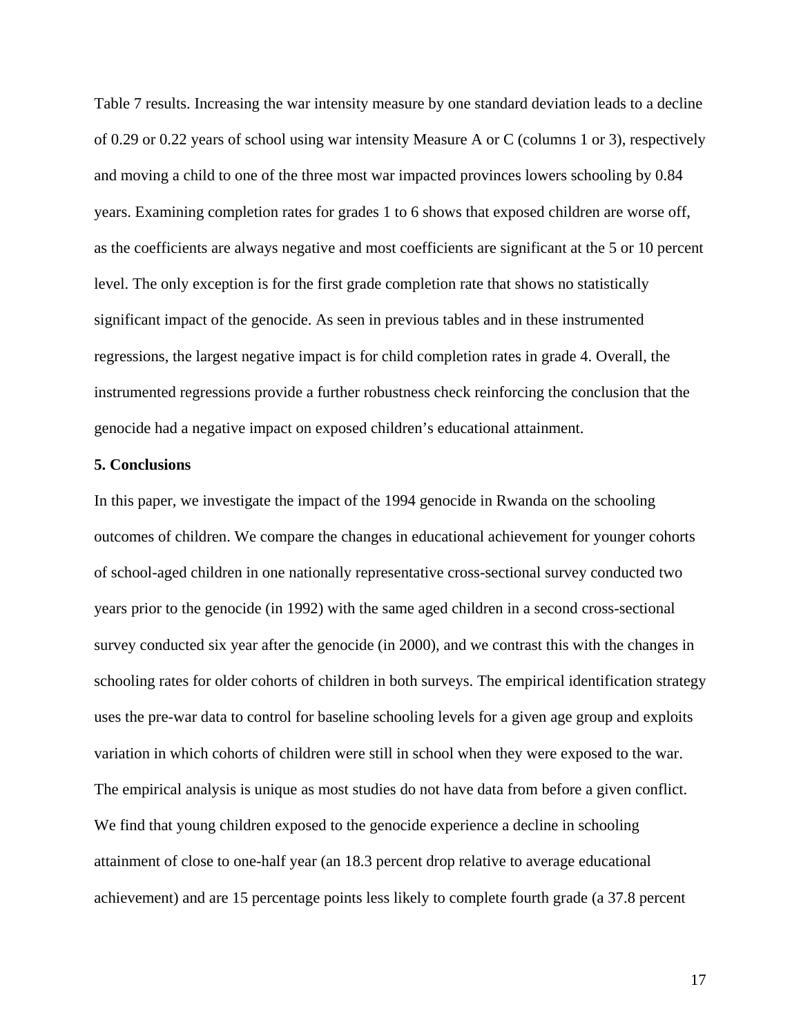Table 7 results. Increasing the war intensity measure by one standard deviation leads to a decline of 0.29 or 0.22 years of school using war intensity Measure A or C (columns 1 or 3), respectively and moving a child to one of the three most war impacted provinces lowers schooling by 0.84 years. Examining completion rates for grades 1 to 6 shows that exposed children are worse off, as the coefficients are always negative and most coefficients are significant at the 5 or 10 percent level. The only exception is for the first grade completion rate that shows no statistically significant impact of the genocide. As seen in previous tables and in these instrumented regressions, the largest negative impact is for child completion rates in grade 4. Overall, the instrumented regressions provide a further robustness check reinforcing the conclusion that the genocide had a negative impact on exposed children's educational attainment.

## 5. Conclusions

In this paper, we investigate the impact of the 1994 genocide in Rwanda on the schooling outcomes of children. We compare the changes in educational achievement for younger cohorts of school-aged children in one nationally representative cross-sectional survey conducted two years prior to the genocide (in 1992) with the same aged children in a second cross-sectional survey conducted six year after the genocide (in 2000), and we contrast this with the changes in schooling rates for older cohorts of children in both surveys. The empirical identification strategy uses the pre-war data to control for baseline schooling levels for a given age group and exploits variation in which cohorts of children were still in school when they were exposed to the war. The empirical analysis is unique as most studies do not have data from before a given conflict. We find that young children exposed to the genocide experience a decline in schooling attainment of close to one-half year (an 18.3 percent drop relative to average educational achievement) and are 15 percentage points less likely to complete fourth grade (a 37.8 percent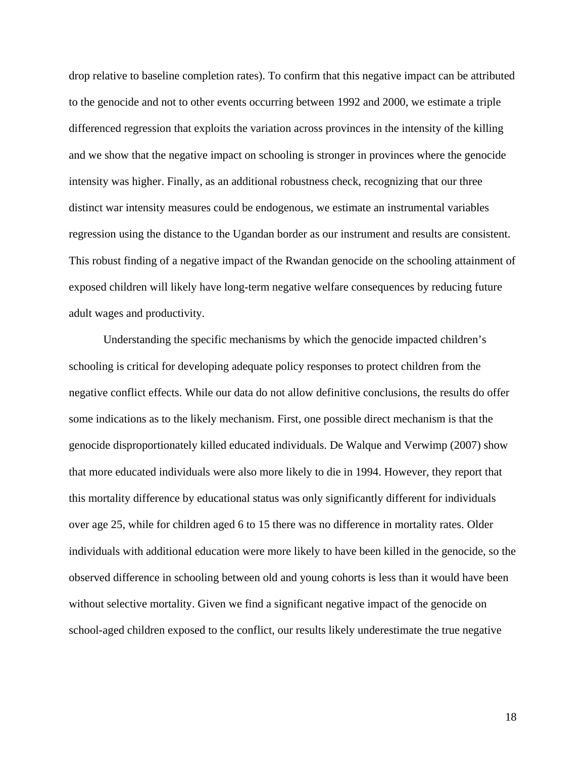drop relative to baseline completion rates). To confirm that this negative impact can be attributed to the genocide and not to other events occurring between 1992 and 2000, we estimate a triple differenced regression that exploits the variation across provinces in the intensity of the killing and we show that the negative impact on schooling is stronger in provinces where the genocide intensity was higher. Finally, as an additional robustness check, recognizing that our three distinct war intensity measures could be endogenous, we estimate an instrumental variables regression using the distance to the Ugandan border as our instrument and results are consistent. This robust finding of a negative impact of the Rwandan genocide on the schooling attainment of exposed children will likely have long-term negative welfare consequences by reducing future adult wages and productivity.

Understanding the specific mechanisms by which the genocide impacted children's schooling is critical for developing adequate policy responses to protect children from the negative conflict effects. While our data do not allow definitive conclusions, the results do offer some indications as to the likely mechanism. First, one possible direct mechanism is that the genocide disproportionately killed educated individuals. De Walque and Verwimp (2007) show that more educated individuals were also more likely to die in 1994. However, they report that this mortality difference by educational status was only significantly different for individuals over age 25, while for children aged 6 to 15 there was no difference in mortality rates. Older individuals with additional education were more likely to have been killed in the genocide, so the observed difference in schooling between old and young cohorts is less than it would have been without selective mortality. Given we find a significant negative impact of the genocide on school-aged children exposed to the conflict, our results likely underestimate the true negative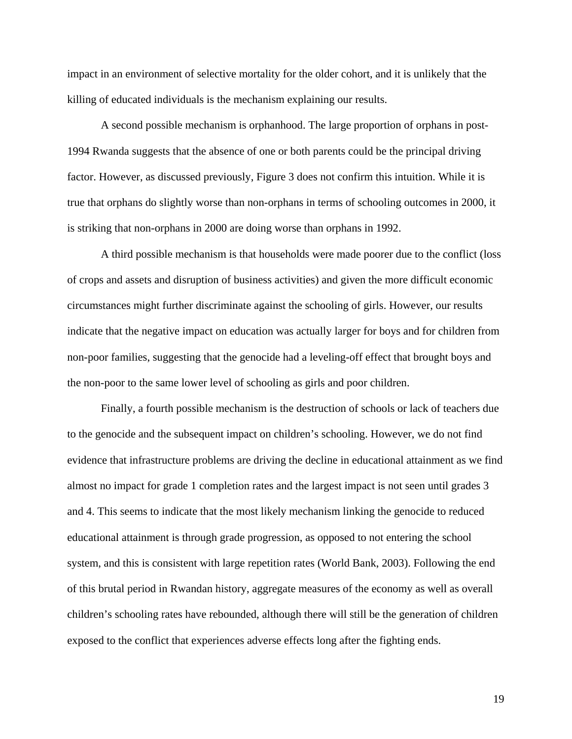impact in an environment of selective mortality for the older cohort, and it is unlikely that the killing of educated individuals is the mechanism explaining our results.

A second possible mechanism is orphanhood. The large proportion of orphans in post-1994 Rwanda suggests that the absence of one or both parents could be the principal driving factor. However, as discussed previously, Figure 3 does not confirm this intuition. While it is true that orphans do slightly worse than non-orphans in terms of schooling outcomes in 2000, it is striking that non-orphans in 2000 are doing worse than orphans in 1992.

A third possible mechanism is that households were made poorer due to the conflict (loss of crops and assets and disruption of business activities) and given the more difficult economic circumstances might further discriminate against the schooling of girls. However, our results indicate that the negative impact on education was actually larger for boys and for children from non-poor families, suggesting that the genocide had a leveling-off effect that brought boys and the non-poor to the same lower level of schooling as girls and poor children.

Finally, a fourth possible mechanism is the destruction of schools or lack of teachers due to the genocide and the subsequent impact on children's schooling. However, we do not find evidence that infrastructure problems are driving the decline in educational attainment as we find almost no impact for grade 1 completion rates and the largest impact is not seen until grades 3 and 4. This seems to indicate that the most likely mechanism linking the genocide to reduced educational attainment is through grade progression, as opposed to not entering the school system, and this is consistent with large repetition rates (World Bank, 2003). Following the end of this brutal period in Rwandan history, aggregate measures of the economy as well as overall children's schooling rates have rebounded, although there will still be the generation of children exposed to the conflict that experiences adverse effects long after the fighting ends.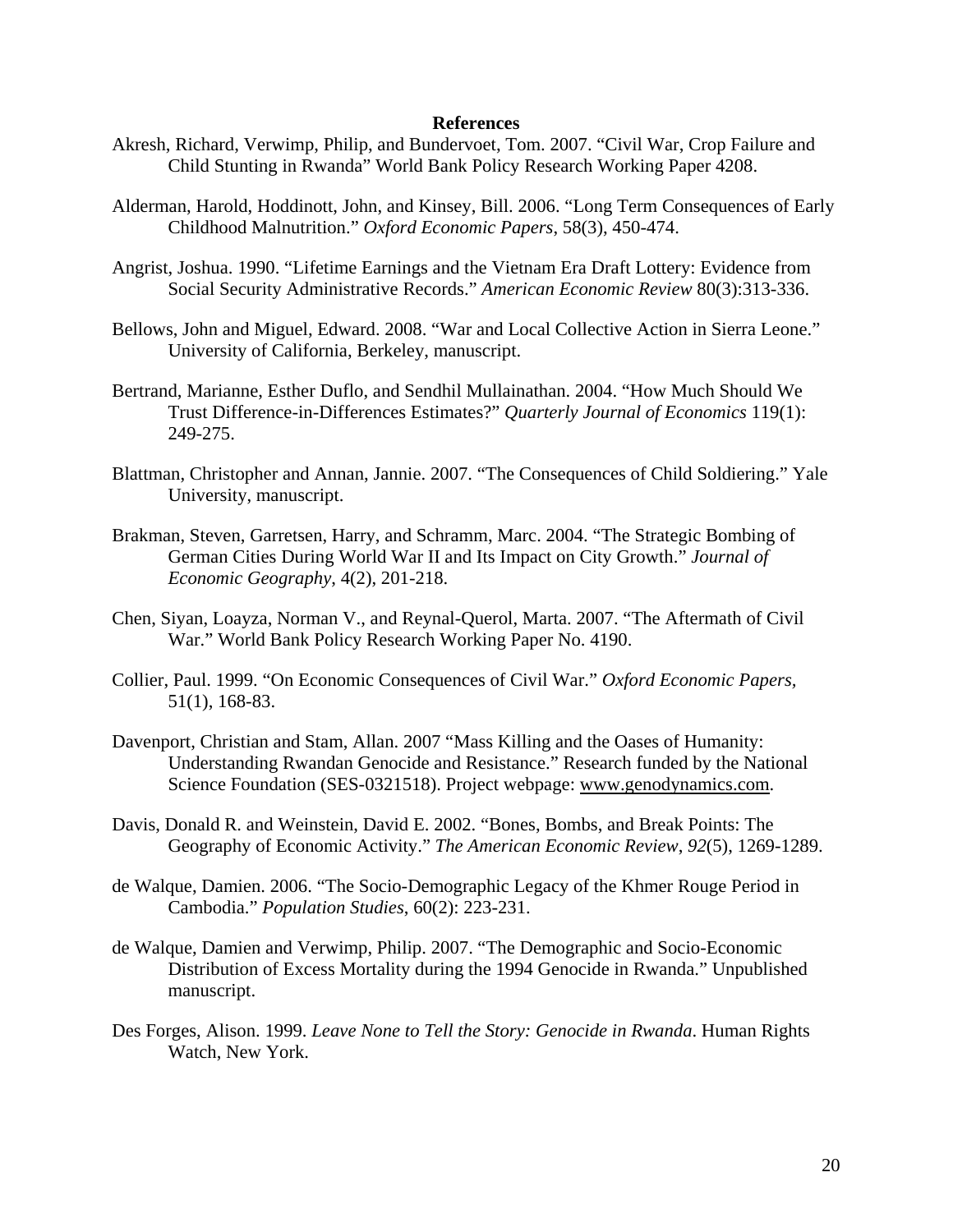## References

Akresh, Richard, Verwimp, Philip, and Bundervoet, Tom. 2007. "Civil War, Crop Failure and Child Stunting in Rwanda" World Bank Policy Research Working Paper 4208.

Alderman, Harold, Hoddinott, John, and Kinsey, Bill. 2006. "Long Term Consequences of Early Childhood Malnutrition." *Oxford Economic Papers*, 58(3), 450-474.

Angrist, Joshua. 1990. "Lifetime Earnings and the Vietnam Era Draft Lottery: Evidence from Social Security Administrative Records." *American Economic Review* 80(3):313-336.

Bellows, John and Miguel, Edward. 2008. "War and Local Collective Action in Sierra Leone." University of California, Berkeley, manuscript.

Bertrand, Marianne, Esther Duflo, and Sendhil Mullainathan. 2004. "How Much Should We Trust Difference-in-Differences Estimates?" *Quarterly Journal of Economics* 119(1): 249-275.

Blattman, Christopher and Annan, Jannie. 2007. "The Consequences of Child Soldiering." Yale University, manuscript.

Brakman, Steven, Garretsen, Harry, and Schramm, Marc. 2004. "The Strategic Bombing of German Cities During World War II and Its Impact on City Growth." *Journal of Economic Geography*, 4(2), 201-218.

Chen, Siyan, Loayza, Norman V., and Reynal-Querol, Marta. 2007. "The Aftermath of Civil War." World Bank Policy Research Working Paper No. 4190.

Collier, Paul. 1999. "On Economic Consequences of Civil War." *Oxford Economic Papers,* 51(1), 168-83.

Davenport, Christian and Stam, Allan. 2007 "Mass Killing and the Oases of Humanity: Understanding Rwandan Genocide and Resistance." Research funded by the National Science Foundation (SES-0321518). Project webpage: www.genodynamics.com.

Davis, Donald R. and Weinstein, David E. 2002. "Bones, Bombs, and Break Points: The Geography of Economic Activity." *The American Economic Review*, *92*(5), 1269-1289.

de Walque, Damien. 2006. "The Socio-Demographic Legacy of the Khmer Rouge Period in Cambodia." *Population Studies*, 60(2): 223-231.

de Walque, Damien and Verwimp, Philip. 2007. "The Demographic and Socio-Economic Distribution of Excess Mortality during the 1994 Genocide in Rwanda." Unpublished manuscript.

Des Forges, Alison. 1999. *Leave None to Tell the Story: Genocide in Rwanda*. Human Rights Watch, New York.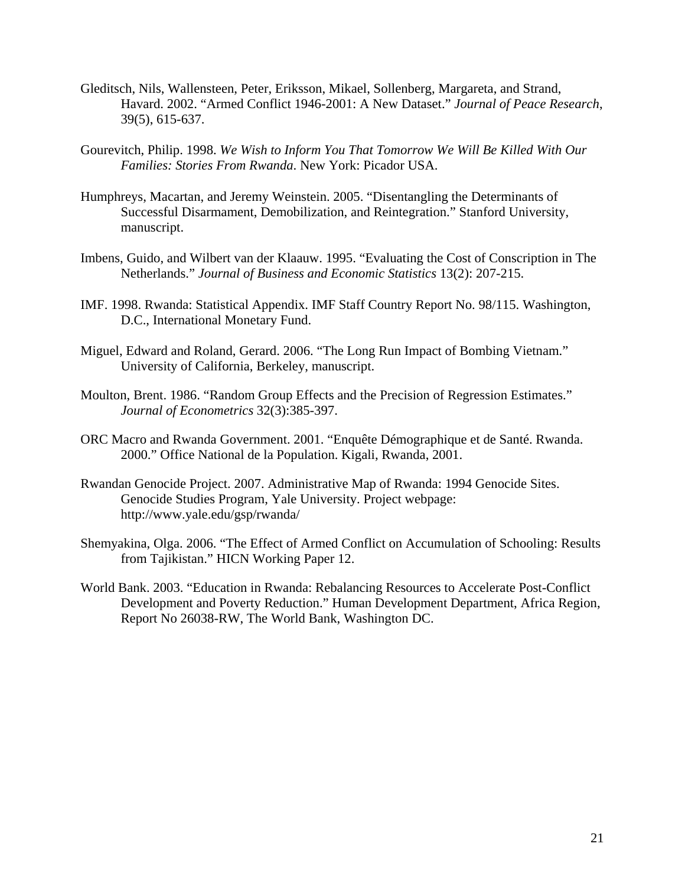Gleditsch, Nils, Wallensteen, Peter, Eriksson, Mikael, Sollenberg, Margareta, and Strand, Havard. 2002. "Armed Conflict 1946-2001: A New Dataset." *Journal of Peace Research*, 39(5), 615-637.

Gourevitch, Philip. 1998. *We Wish to Inform You That Tomorrow We Will Be Killed With Our Families: Stories From Rwanda*. New York: Picador USA.

Humphreys, Macartan, and Jeremy Weinstein. 2005. "Disentangling the Determinants of Successful Disarmament, Demobilization, and Reintegration." Stanford University, manuscript.

Imbens, Guido, and Wilbert van der Klaauw. 1995. "Evaluating the Cost of Conscription in The Netherlands." *Journal of Business and Economic Statistics* 13(2): 207-215.

IMF. 1998. Rwanda: Statistical Appendix. IMF Staff Country Report No. 98/115. Washington, D.C., International Monetary Fund.

Miguel, Edward and Roland, Gerard. 2006. "The Long Run Impact of Bombing Vietnam." University of California, Berkeley, manuscript.

Moulton, Brent. 1986. "Random Group Effects and the Precision of Regression Estimates." *Journal of Econometrics* 32(3):385-397.

ORC Macro and Rwanda Government. 2001. "Enquête Démographique et de Santé. Rwanda. 2000." Office National de la Population. Kigali, Rwanda, 2001.

Rwandan Genocide Project. 2007. Administrative Map of Rwanda: 1994 Genocide Sites. Genocide Studies Program, Yale University. Project webpage: http://www.yale.edu/gsp/rwanda/

Shemyakina, Olga. 2006. "The Effect of Armed Conflict on Accumulation of Schooling: Results from Tajikistan." HICN Working Paper 12.

World Bank. 2003. "Education in Rwanda: Rebalancing Resources to Accelerate Post-Conflict Development and Poverty Reduction." Human Development Department, Africa Region, Report No 26038-RW, The World Bank, Washington DC.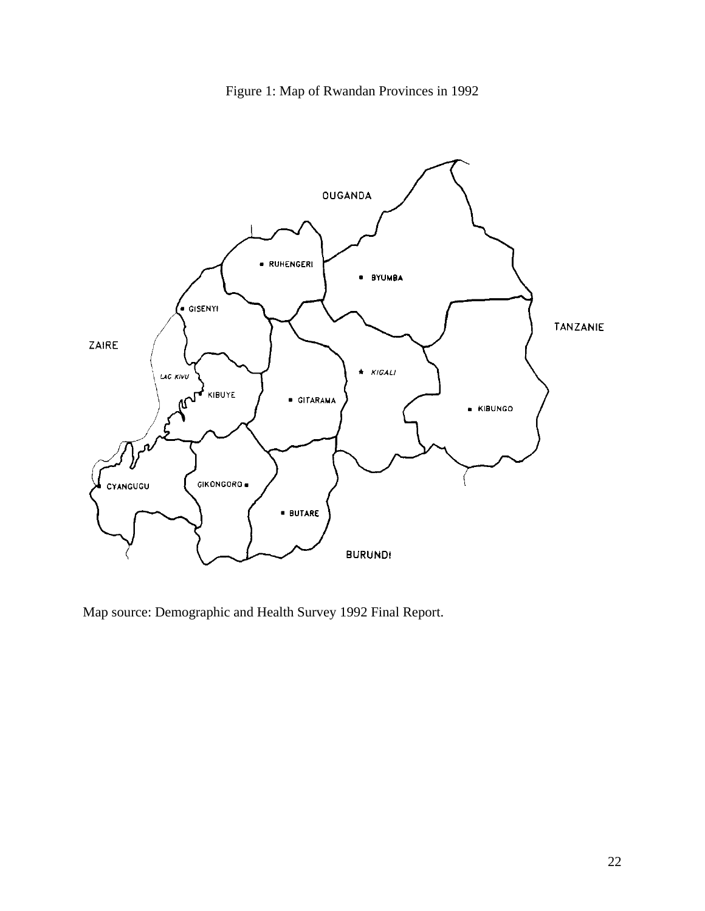Figure 1: Map of Rwandan Provinces in 1992

Map source: Demographic and Health Survey 1992 Final Report.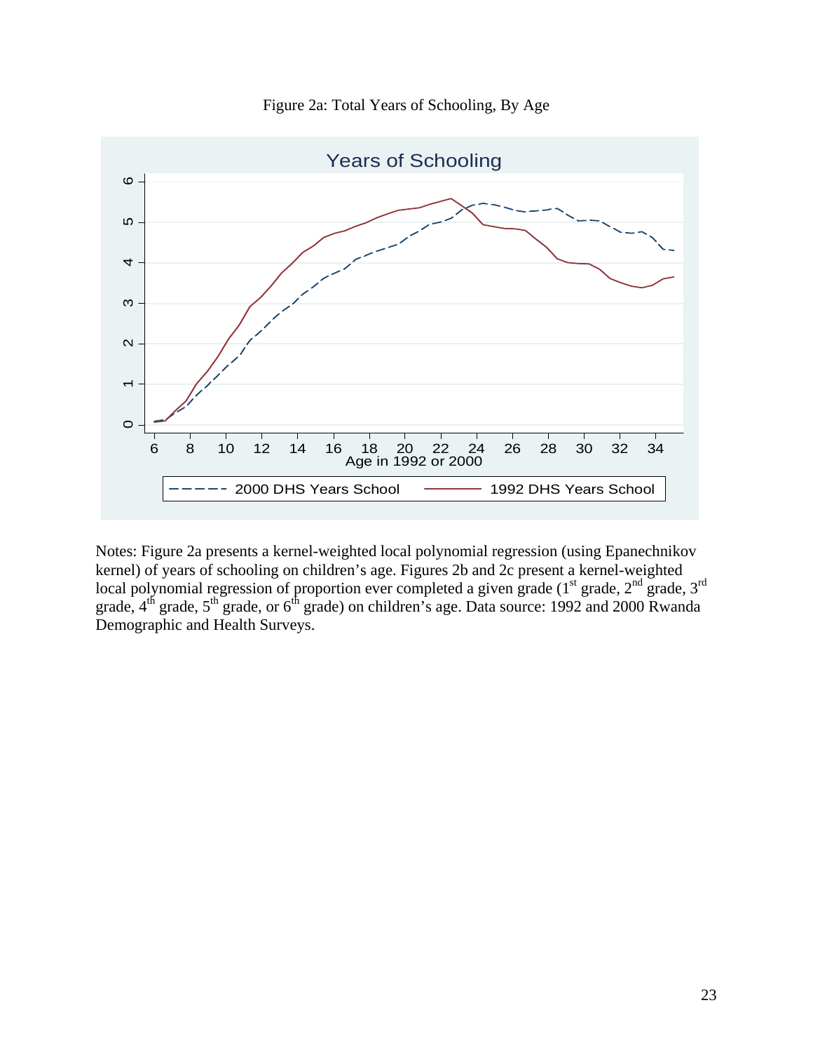Figure 2a: Total Years of Schooling, By Age

Notes: Figure 2a presents a kernel-weighted local polynomial regression (using Epanechnikov kernel) of years of schooling on children's age. Figures 2b and 2c present a kernel-weighted local polynomial regression of proportion ever completed a given grade (1st grade, 2nd grade, 3rd grade, 4th grade, 5th grade, or 6th grade) on children's age. Data source: 1992 and 2000 Rwanda Demographic and Health Surveys.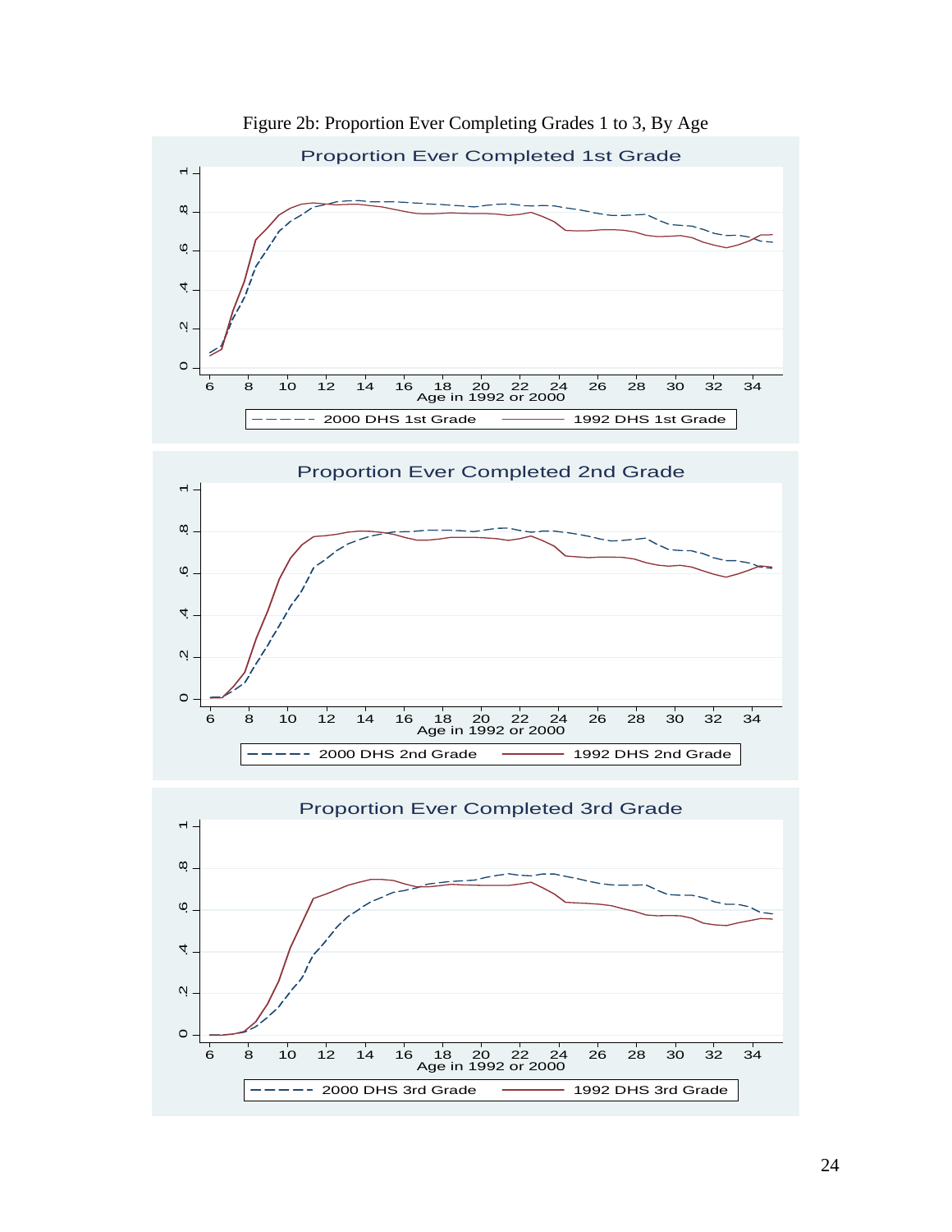Figure 2b: Proportion Ever Completing Grades 1 to 3, By Age

**Proportion Ever Completed 1st Grade**

Age in 1992 or 2000

2000 DHS 1st Grade — 1992 DHS 1st Grade

**Proportion Ever Completed 2nd Grade**

Age in 1992 or 2000

2000 DHS 2nd Grade — 1992 DHS 2nd Grade

**Proportion Ever Completed 3rd Grade**

Age in 1992 or 2000

2000 DHS 3rd Grade — 1992 DHS 3rd Grade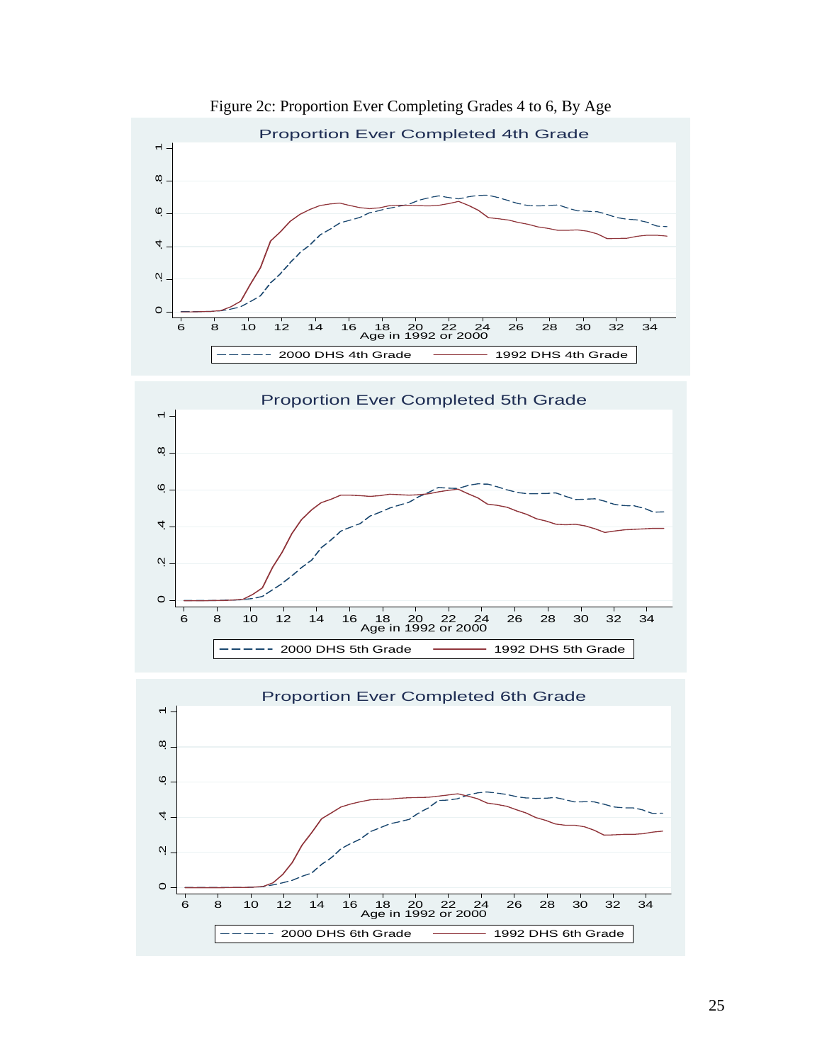Figure 2c: Proportion Ever Completing Grades 4 to 6, By Age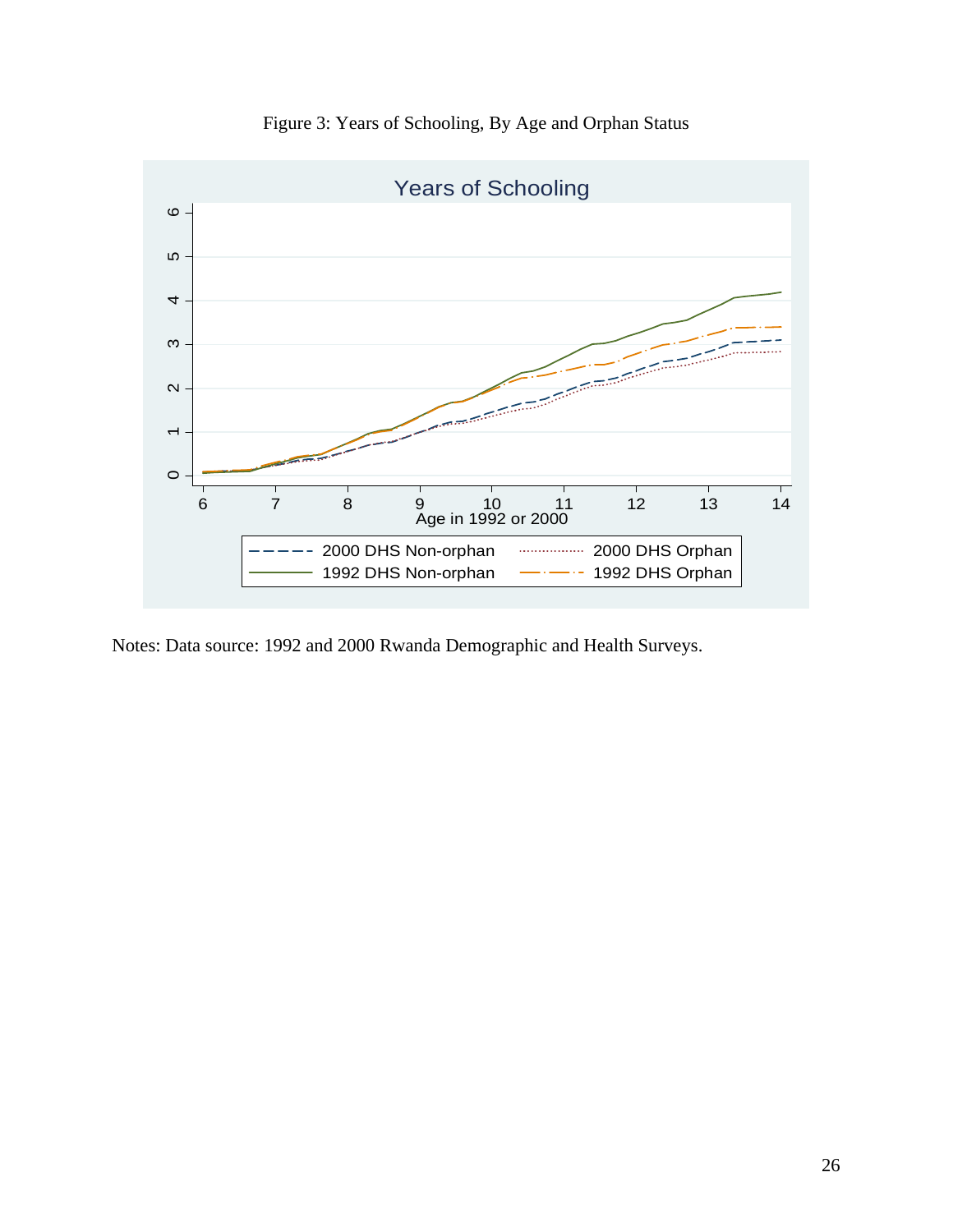Figure 3: Years of Schooling, By Age and Orphan Status

Notes: Data source: 1992 and 2000 Rwanda Demographic and Health Surveys.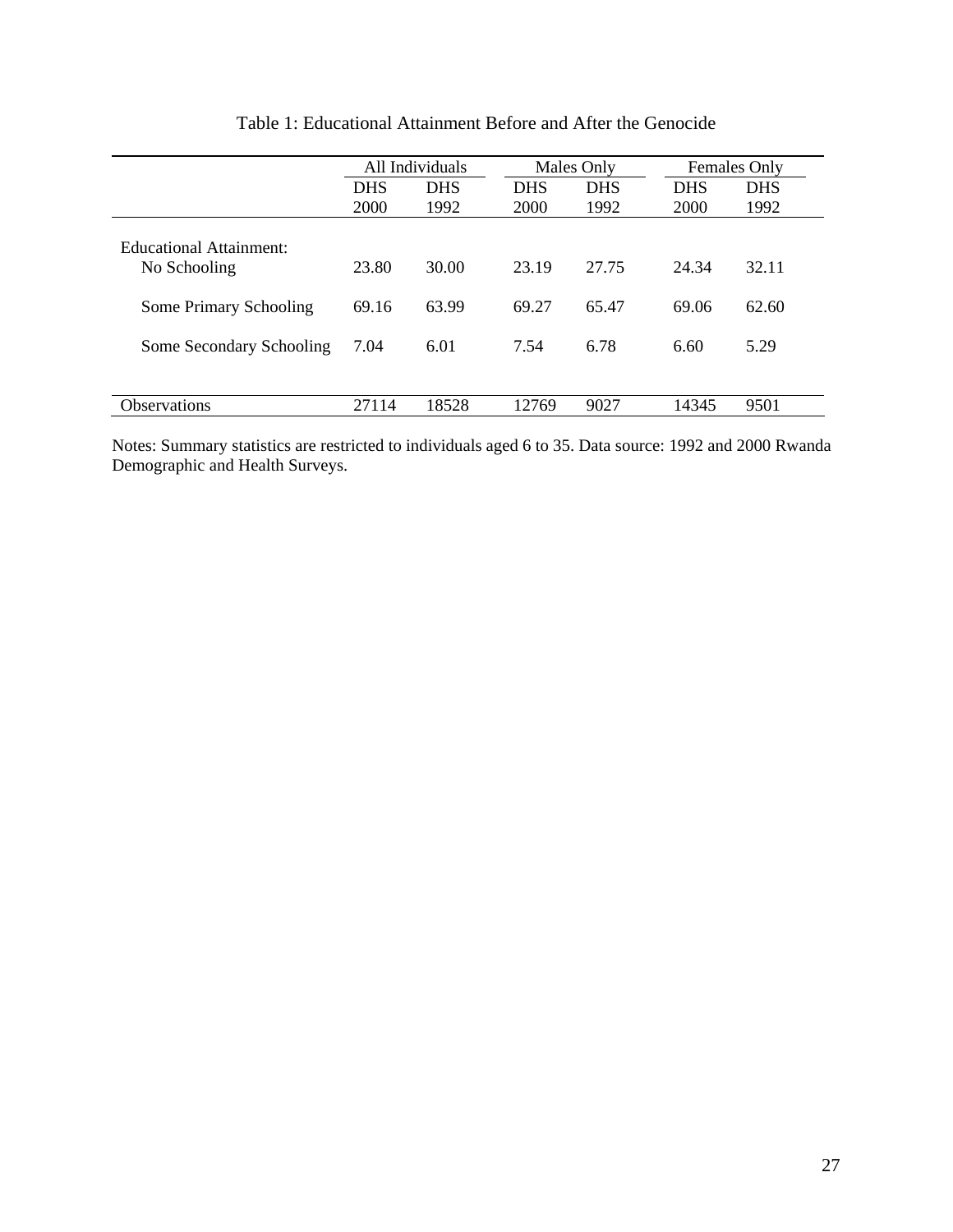Table 1: Educational Attainment Before and After the Genocide

| | All Individuals | | Males Only | | Females Only | |
|---|---|---|---|---|---|---|
| | DHS 2000 | DHS 1992 | DHS 2000 | DHS 1992 | DHS 2000 | DHS 1992 |
| Educational Attainment: | | | | | | |
| No Schooling | 23.80 | 30.00 | 23.19 | 27.75 | 24.34 | 32.11 |
| Some Primary Schooling | 69.16 | 63.99 | 69.27 | 65.47 | 69.06 | 62.60 |
| Some Secondary Schooling | 7.04 | 6.01 | 7.54 | 6.78 | 6.60 | 5.29 |
| Observations | 27114 | 18528 | 12769 | 9027 | 14345 | 9501 |

Notes: Summary statistics are restricted to individuals aged 6 to 35. Data source: 1992 and 2000 Rwanda Demographic and Health Surveys.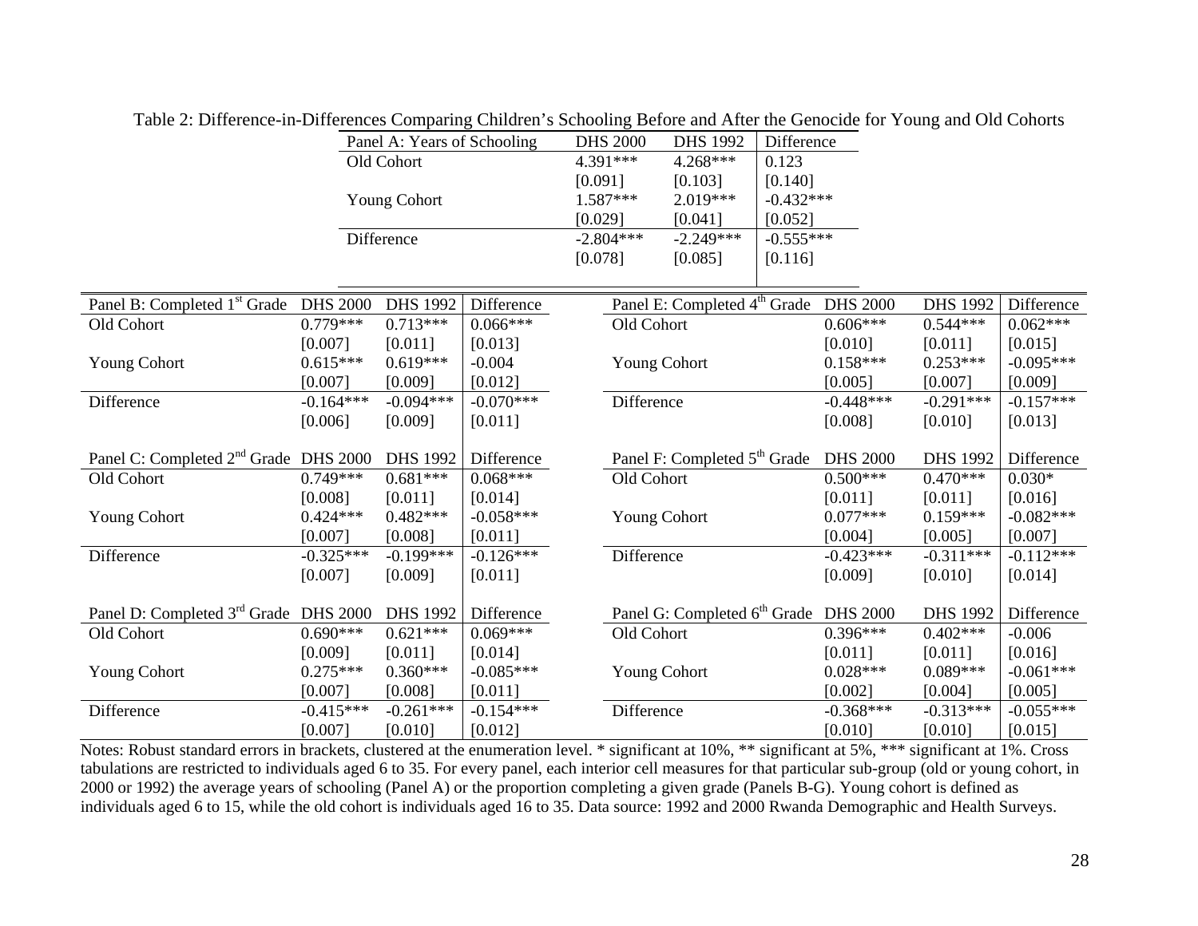Table 2: Difference-in-Differences Comparing Children's Schooling Before and After the Genocide for Young and Old Cohorts

| Panel A: Years of Schooling | DHS 2000 | DHS 1992 | Difference |
|---|---|---|---|
| Old Cohort | 4.391*** | 4.268*** | 0.123 |
| | [0.091] | [0.103] | [0.140] |
| Young Cohort | 1.587*** | 2.019*** | -0.432*** |
| | [0.029] | [0.041] | [0.052] |
| Difference | -2.804*** | -2.249*** | -0.555*** |
| | [0.078] | [0.085] | [0.116] |

| Panel B: Completed 1st Grade | DHS 2000 | DHS 1992 | Difference |
|---|---|---|---|
| Old Cohort | 0.779*** | 0.713*** | 0.066*** |
| | [0.007] | [0.011] | [0.013] |
| Young Cohort | 0.615*** | 0.619*** | -0.004 |
| | [0.007] | [0.009] | [0.012] |
| Difference | -0.164*** | -0.094*** | -0.070*** |
| | [0.006] | [0.009] | [0.011] |

| Panel C: Completed 2nd Grade | DHS 2000 | DHS 1992 | Difference |
|---|---|---|---|
| Old Cohort | 0.749*** | 0.681*** | 0.068*** |
| | [0.008] | [0.011] | [0.014] |
| Young Cohort | 0.424*** | 0.482*** | -0.058*** |
| | [0.007] | [0.008] | [0.011] |
| Difference | -0.325*** | -0.199*** | -0.126*** |
| | [0.007] | [0.009] | [0.011] |

| Panel D: Completed 3rd Grade | DHS 2000 | DHS 1992 | Difference |
|---|---|---|---|
| Old Cohort | 0.690*** | 0.621*** | 0.069*** |
| | [0.009] | [0.011] | [0.014] |
| Young Cohort | 0.275*** | 0.360*** | -0.085*** |
| | [0.007] | [0.008] | [0.011] |
| Difference | -0.415*** | -0.261*** | -0.154*** |
| | [0.007] | [0.010] | [0.012] |

| Panel E: Completed 4th Grade | DHS 2000 | DHS 1992 | Difference |
|---|---|---|---|
| Old Cohort | 0.606*** | 0.544*** | 0.062*** |
| | [0.010] | [0.011] | [0.015] |
| Young Cohort | 0.158*** | 0.253*** | -0.095*** |
| | [0.005] | [0.007] | [0.009] |
| Difference | -0.448*** | -0.291*** | -0.157*** |
| | [0.008] | [0.010] | [0.013] |

| Panel F: Completed 5th Grade | DHS 2000 | DHS 1992 | Difference |
|---|---|---|---|
| Old Cohort | 0.500*** | 0.470*** | 0.030* |
| | [0.011] | [0.011] | [0.016] |
| Young Cohort | 0.077*** | 0.159*** | -0.082*** |
| | [0.004] | [0.005] | [0.007] |
| Difference | -0.423*** | -0.311*** | -0.112*** |
| | [0.009] | [0.010] | [0.014] |

| Panel G: Completed 6th Grade | DHS 2000 | DHS 1992 | Difference |
|---|---|---|---|
| Old Cohort | 0.396*** | 0.402*** | -0.006 |
| | [0.011] | [0.011] | [0.016] |
| Young Cohort | 0.028*** | 0.089*** | -0.061*** |
| | [0.002] | [0.004] | [0.005] |
| Difference | -0.368*** | -0.313*** | -0.055*** |
| | [0.010] | [0.010] | [0.015] |

Notes: Robust standard errors in brackets, clustered at the enumeration level. * significant at 10%, ** significant at 5%, *** significant at 1%. Cross tabulations are restricted to individuals aged 6 to 35. For every panel, each interior cell measures for that particular sub-group (old or young cohort, in 2000 or 1992) the average years of schooling (Panel A) or the proportion completing a given grade (Panels B-G). Young cohort is defined as individuals aged 6 to 15, while the old cohort is individuals aged 16 to 35. Data source: 1992 and 2000 Rwanda Demographic and Health Surveys.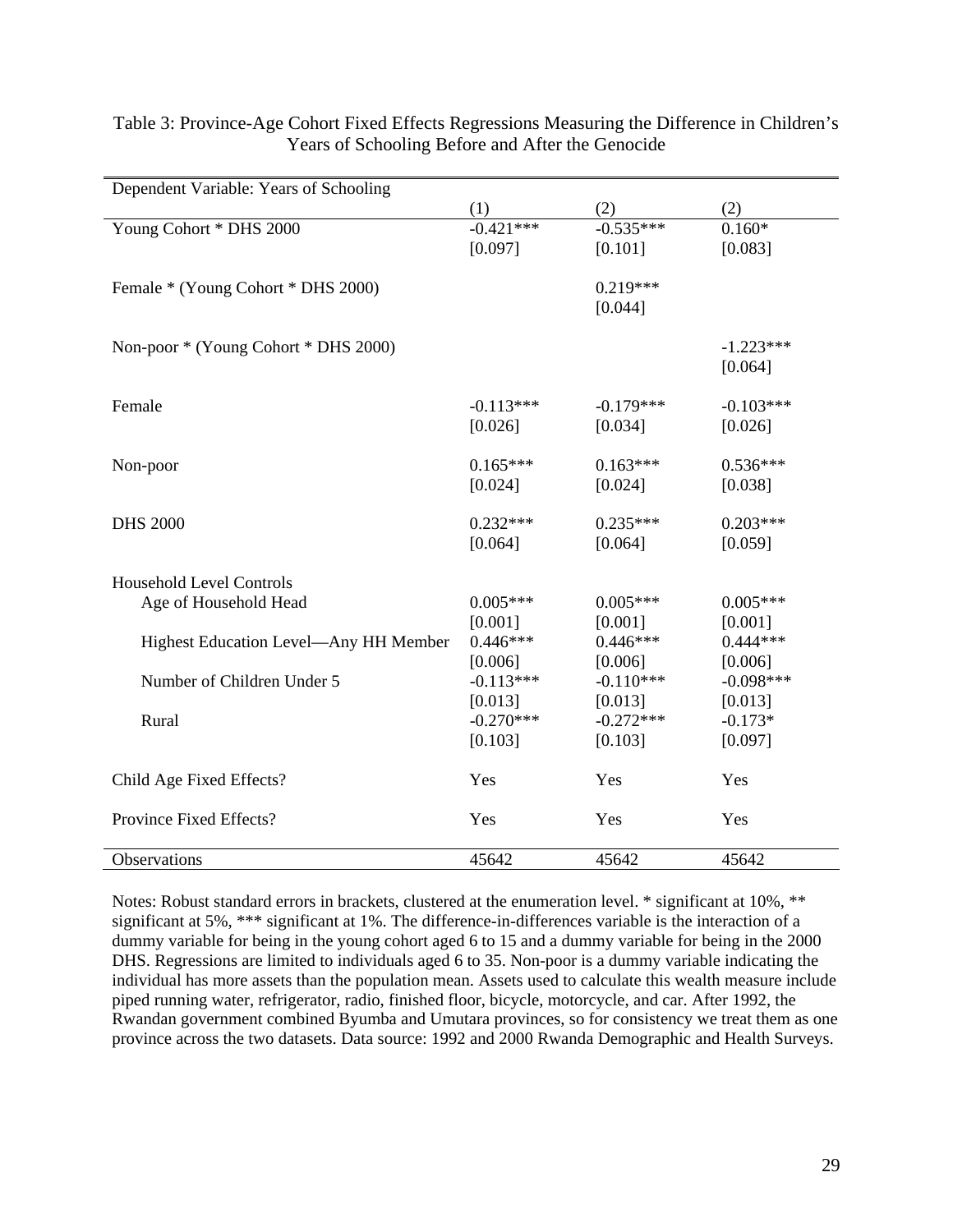Table 3: Province-Age Cohort Fixed Effects Regressions Measuring the Difference in Children's Years of Schooling Before and After the Genocide

| Dependent Variable: Years of Schooling | (1) | (2) | (2) |
|---|---|---|---|
| Young Cohort * DHS 2000 | -0.421*** | -0.535*** | 0.160* |
| | [0.097] | [0.101] | [0.083] |
| Female * (Young Cohort * DHS 2000) | | 0.219*** | |
| | | [0.044] | |
| Non-poor * (Young Cohort * DHS 2000) | | | -1.223*** |
| | | | [0.064] |
| Female | -0.113*** | -0.179*** | -0.103*** |
| | [0.026] | [0.034] | [0.026] |
| Non-poor | 0.165*** | 0.163*** | 0.536*** |
| | [0.024] | [0.024] | [0.038] |
| DHS 2000 | 0.232*** | 0.235*** | 0.203*** |
| | [0.064] | [0.064] | [0.059] |
| Household Level Controls | | | |
| Age of Household Head | 0.005*** | 0.005*** | 0.005*** |
| | [0.001] | [0.001] | [0.001] |
| Highest Education Level—Any HH Member | 0.446*** | 0.446*** | 0.444*** |
| | [0.006] | [0.006] | [0.006] |
| Number of Children Under 5 | -0.113*** | -0.110*** | -0.098*** |
| | [0.013] | [0.013] | [0.013] |
| Rural | -0.270*** | -0.272*** | -0.173* |
| | [0.103] | [0.103] | [0.097] |
| Child Age Fixed Effects? | Yes | Yes | Yes |
| Province Fixed Effects? | Yes | Yes | Yes |
| Observations | 45642 | 45642 | 45642 |

Notes: Robust standard errors in brackets, clustered at the enumeration level. * significant at 10%, ** significant at 5%, *** significant at 1%. The difference-in-differences variable is the interaction of a dummy variable for being in the young cohort aged 6 to 15 and a dummy variable for being in the 2000 DHS. Regressions are limited to individuals aged 6 to 35. Non-poor is a dummy variable indicating the individual has more assets than the population mean. Assets used to calculate this wealth measure include piped running water, refrigerator, radio, finished floor, bicycle, motorcycle, and car. After 1992, the Rwandan government combined Byumba and Umutara provinces, so for consistency we treat them as one province across the two datasets. Data source: 1992 and 2000 Rwanda Demographic and Health Surveys.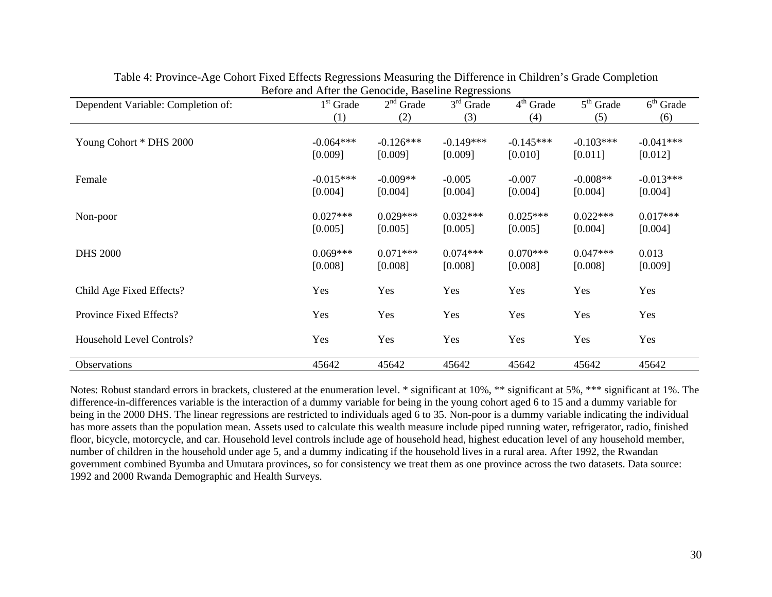Table 4: Province-Age Cohort Fixed Effects Regressions Measuring the Difference in Children's Grade Completion Before and After the Genocide, Baseline Regressions

| Dependent Variable: Completion of: | 1st Grade | 2nd Grade | 3rd Grade | 4th Grade | 5th Grade | 6th Grade |
|---|---|---|---|---|---|---|
| | (1) | (2) | (3) | (4) | (5) | (6) |
| Young Cohort * DHS 2000 | -0.064*** | -0.126*** | -0.149*** | -0.145*** | -0.103*** | -0.041*** |
| | [0.009] | [0.009] | [0.009] | [0.010] | [0.011] | [0.012] |
| Female | -0.015*** | -0.009** | -0.005 | -0.007 | -0.008** | -0.013*** |
| | [0.004] | [0.004] | [0.004] | [0.004] | [0.004] | [0.004] |
| Non-poor | 0.027*** | 0.029*** | 0.032*** | 0.025*** | 0.022*** | 0.017*** |
| | [0.005] | [0.005] | [0.005] | [0.005] | [0.004] | [0.004] |
| DHS 2000 | 0.069*** | 0.071*** | 0.074*** | 0.070*** | 0.047*** | 0.013 |
| | [0.008] | [0.008] | [0.008] | [0.008] | [0.008] | [0.009] |
| Child Age Fixed Effects? | Yes | Yes | Yes | Yes | Yes | Yes |
| Province Fixed Effects? | Yes | Yes | Yes | Yes | Yes | Yes |
| Household Level Controls? | Yes | Yes | Yes | Yes | Yes | Yes |
| Observations | 45642 | 45642 | 45642 | 45642 | 45642 | 45642 |

Notes: Robust standard errors in brackets, clustered at the enumeration level. * significant at 10%, ** significant at 5%, *** significant at 1%. The difference-in-differences variable is the interaction of a dummy variable for being in the young cohort aged 6 to 15 and a dummy variable for being in the 2000 DHS. The linear regressions are restricted to individuals aged 6 to 35. Non-poor is a dummy variable indicating the individual has more assets than the population mean. Assets used to calculate this wealth measure include piped running water, refrigerator, radio, finished floor, bicycle, motorcycle, and car. Household level controls include age of household head, highest education level of any household member, number of children in the household under age 5, and a dummy indicating if the household lives in a rural area. After 1992, the Rwandan government combined Byumba and Umutara provinces, so for consistency we treat them as one province across the two datasets. Data source: 1992 and 2000 Rwanda Demographic and Health Surveys.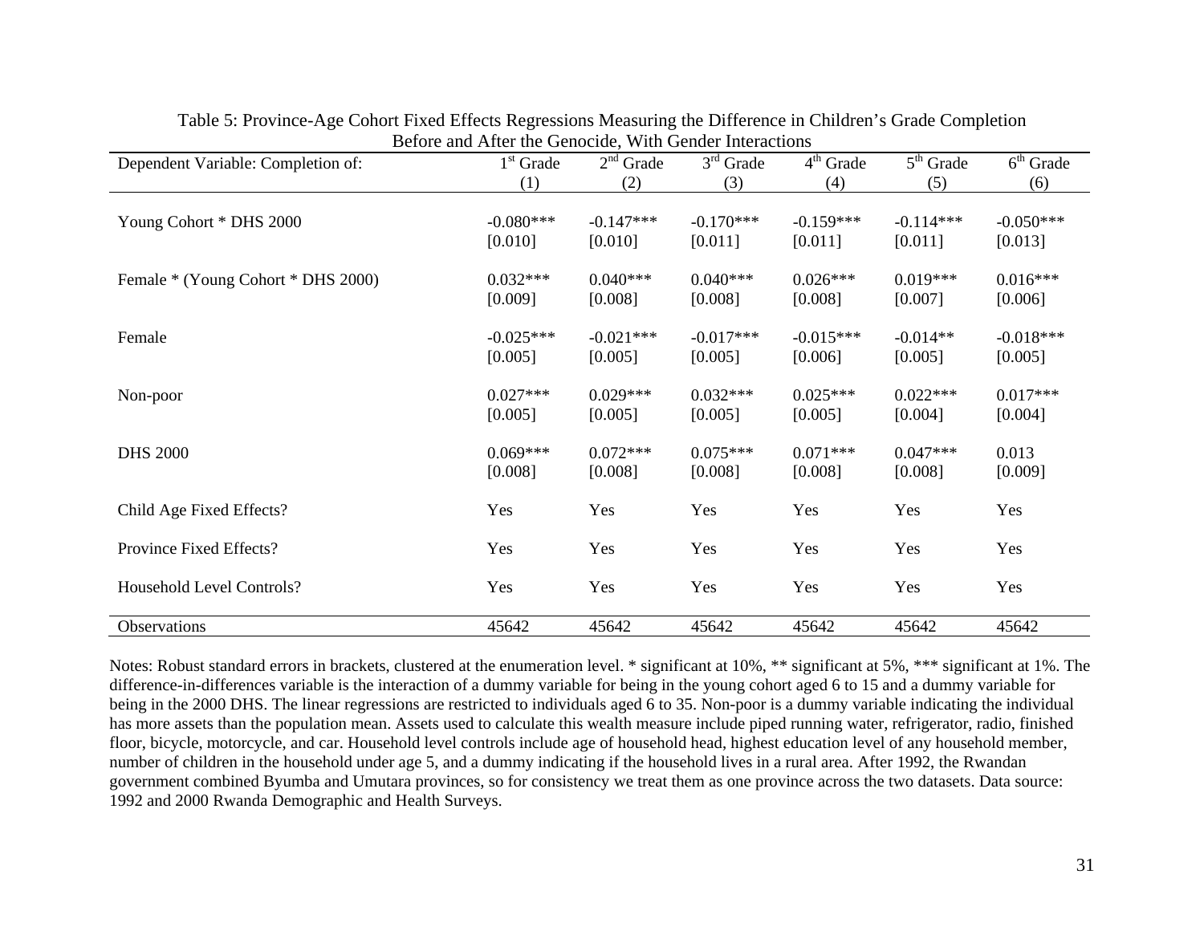Table 5: Province-Age Cohort Fixed Effects Regressions Measuring the Difference in Children's Grade Completion Before and After the Genocide, With Gender Interactions

| Dependent Variable: Completion of: | 1st Grade (1) | 2nd Grade (2) | 3rd Grade (3) | 4th Grade (4) | 5th Grade (5) | 6th Grade (6) |
|---|---|---|---|---|---|---|
| Young Cohort * DHS 2000 | -0.080*** | -0.147*** | -0.170*** | -0.159*** | -0.114*** | -0.050*** |
| | [0.010] | [0.010] | [0.011] | [0.011] | [0.011] | [0.013] |
| Female * (Young Cohort * DHS 2000) | 0.032*** | 0.040*** | 0.040*** | 0.026*** | 0.019*** | 0.016*** |
| | [0.009] | [0.008] | [0.008] | [0.008] | [0.007] | [0.006] |
| Female | -0.025*** | -0.021*** | -0.017*** | -0.015*** | -0.014** | -0.018*** |
| | [0.005] | [0.005] | [0.005] | [0.006] | [0.005] | [0.005] |
| Non-poor | 0.027*** | 0.029*** | 0.032*** | 0.025*** | 0.022*** | 0.017*** |
| | [0.005] | [0.005] | [0.005] | [0.005] | [0.004] | [0.004] |
| DHS 2000 | 0.069*** | 0.072*** | 0.075*** | 0.071*** | 0.047*** | 0.013 |
| | [0.008] | [0.008] | [0.008] | [0.008] | [0.008] | [0.009] |
| Child Age Fixed Effects? | Yes | Yes | Yes | Yes | Yes | Yes |
| Province Fixed Effects? | Yes | Yes | Yes | Yes | Yes | Yes |
| Household Level Controls? | Yes | Yes | Yes | Yes | Yes | Yes |
| Observations | 45642 | 45642 | 45642 | 45642 | 45642 | 45642 |

Notes: Robust standard errors in brackets, clustered at the enumeration level. * significant at 10%, ** significant at 5%, *** significant at 1%. The difference-in-differences variable is the interaction of a dummy variable for being in the young cohort aged 6 to 15 and a dummy variable for being in the 2000 DHS. The linear regressions are restricted to individuals aged 6 to 35. Non-poor is a dummy variable indicating the individual has more assets than the population mean. Assets used to calculate this wealth measure include piped running water, refrigerator, radio, finished floor, bicycle, motorcycle, and car. Household level controls include age of household head, highest education level of any household member, number of children in the household under age 5, and a dummy indicating if the household lives in a rural area. After 1992, the Rwandan government combined Byumba and Umutara provinces, so for consistency we treat them as one province across the two datasets. Data source: 1992 and 2000 Rwanda Demographic and Health Surveys.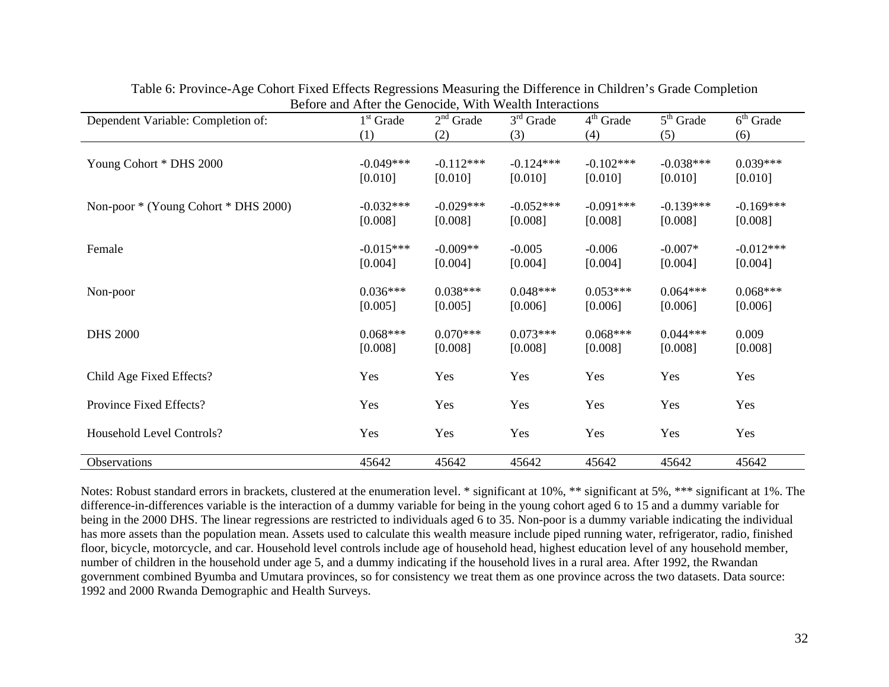Table 6: Province-Age Cohort Fixed Effects Regressions Measuring the Difference in Children's Grade Completion Before and After the Genocide, With Wealth Interactions

| Dependent Variable: Completion of: | 1st Grade | 2nd Grade | 3rd Grade | 4th Grade | 5th Grade | 6th Grade |
|---|---|---|---|---|---|---|
| | (1) | (2) | (3) | (4) | (5) | (6) |
| Young Cohort * DHS 2000 | -0.049*** | -0.112*** | -0.124*** | -0.102*** | -0.038*** | 0.039*** |
| | [0.010] | [0.010] | [0.010] | [0.010] | [0.010] | [0.010] |
| Non-poor * (Young Cohort * DHS 2000) | -0.032*** | -0.029*** | -0.052*** | -0.091*** | -0.139*** | -0.169*** |
| | [0.008] | [0.008] | [0.008] | [0.008] | [0.008] | [0.008] |
| Female | -0.015*** | -0.009** | -0.005 | -0.006 | -0.007* | -0.012*** |
| | [0.004] | [0.004] | [0.004] | [0.004] | [0.004] | [0.004] |
| Non-poor | 0.036*** | 0.038*** | 0.048*** | 0.053*** | 0.064*** | 0.068*** |
| | [0.005] | [0.005] | [0.006] | [0.006] | [0.006] | [0.006] |
| DHS 2000 | 0.068*** | 0.070*** | 0.073*** | 0.068*** | 0.044*** | 0.009 |
| | [0.008] | [0.008] | [0.008] | [0.008] | [0.008] | [0.008] |
| Child Age Fixed Effects? | Yes | Yes | Yes | Yes | Yes | Yes |
| Province Fixed Effects? | Yes | Yes | Yes | Yes | Yes | Yes |
| Household Level Controls? | Yes | Yes | Yes | Yes | Yes | Yes |
| Observations | 45642 | 45642 | 45642 | 45642 | 45642 | 45642 |

Notes: Robust standard errors in brackets, clustered at the enumeration level. * significant at 10%, ** significant at 5%, *** significant at 1%. The difference-in-differences variable is the interaction of a dummy variable for being in the young cohort aged 6 to 15 and a dummy variable for being in the 2000 DHS. The linear regressions are restricted to individuals aged 6 to 35. Non-poor is a dummy variable indicating the individual has more assets than the population mean. Assets used to calculate this wealth measure include piped running water, refrigerator, radio, finished floor, bicycle, motorcycle, and car. Household level controls include age of household head, highest education level of any household member, number of children in the household under age 5, and a dummy indicating if the household lives in a rural area. After 1992, the Rwandan government combined Byumba and Umutara provinces, so for consistency we treat them as one province across the two datasets. Data source: 1992 and 2000 Rwanda Demographic and Health Surveys.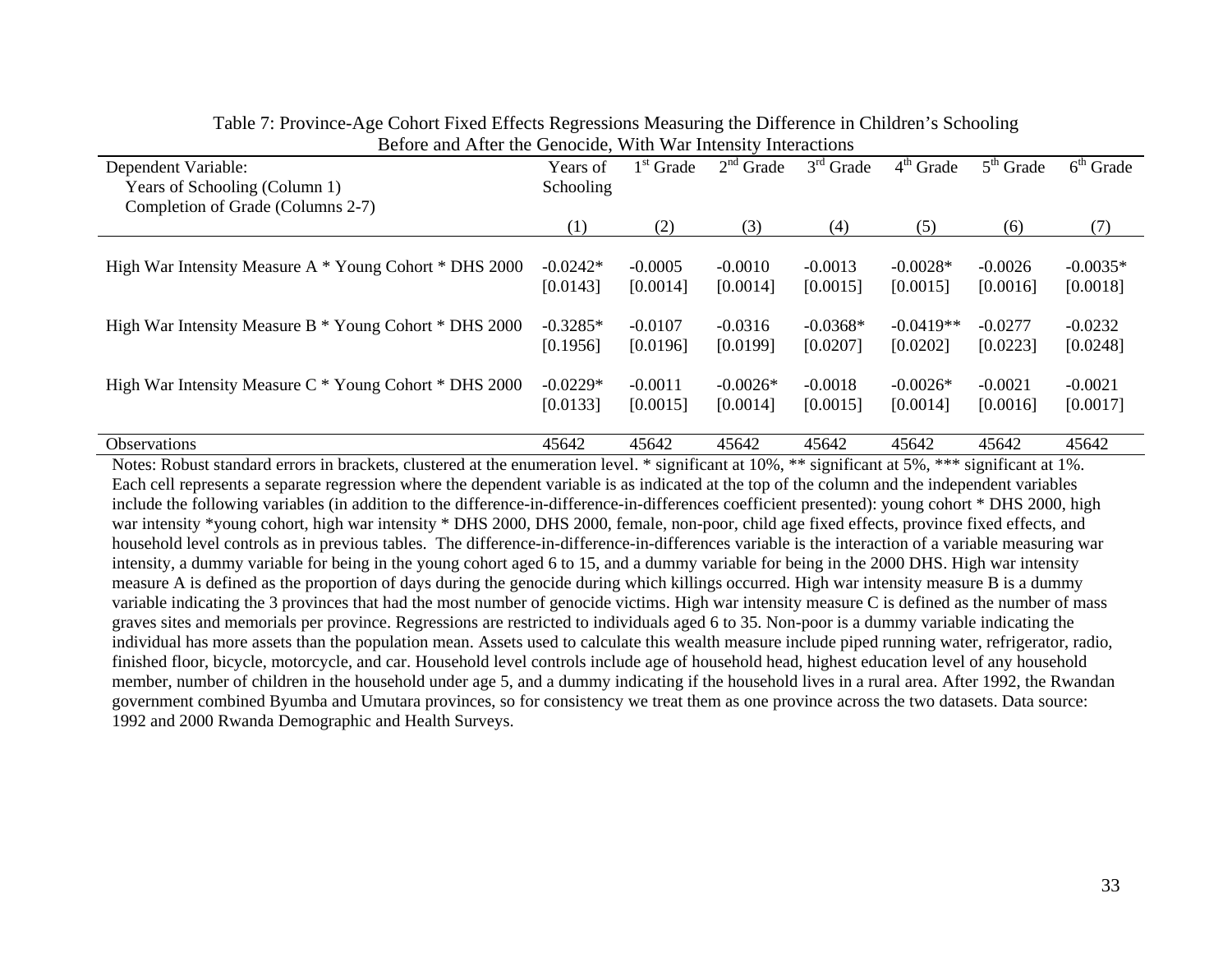Table 7: Province-Age Cohort Fixed Effects Regressions Measuring the Difference in Children's Schooling Before and After the Genocide, With War Intensity Interactions

| Dependent Variable: Years of Schooling (Column 1) Completion of Grade (Columns 2-7) | Years of Schooling | 1st Grade | 2nd Grade | 3rd Grade | 4th Grade | 5th Grade | 6th Grade |
|---|---|---|---|---|---|---|---|
| | (1) | (2) | (3) | (4) | (5) | (6) | (7) |
| High War Intensity Measure A * Young Cohort * DHS 2000 | -0.0242* | -0.0005 | -0.0010 | -0.0013 | -0.0028* | -0.0026 | -0.0035* |
| | [0.0143] | [0.0014] | [0.0014] | [0.0015] | [0.0015] | [0.0016] | [0.0018] |
| High War Intensity Measure B * Young Cohort * DHS 2000 | -0.3285* | -0.0107 | -0.0316 | -0.0368* | -0.0419** | -0.0277 | -0.0232 |
| | [0.1956] | [0.0196] | [0.0199] | [0.0207] | [0.0202] | [0.0223] | [0.0248] |
| High War Intensity Measure C * Young Cohort * DHS 2000 | -0.0229* | -0.0011 | -0.0026* | -0.0018 | -0.0026* | -0.0021 | -0.0021 |
| | [0.0133] | [0.0015] | [0.0014] | [0.0015] | [0.0014] | [0.0016] | [0.0017] |
| Observations | 45642 | 45642 | 45642 | 45642 | 45642 | 45642 | 45642 |

Notes: Robust standard errors in brackets, clustered at the enumeration level. * significant at 10%, ** significant at 5%, *** significant at 1%. Each cell represents a separate regression where the dependent variable is as indicated at the top of the column and the independent variables include the following variables (in addition to the difference-in-difference-in-differences coefficient presented): young cohort * DHS 2000, high war intensity *young cohort, high war intensity * DHS 2000, DHS 2000, female, non-poor, child age fixed effects, province fixed effects, and household level controls as in previous tables. The difference-in-difference-in-differences variable is the interaction of a variable measuring war intensity, a dummy variable for being in the young cohort aged 6 to 15, and a dummy variable for being in the 2000 DHS. High war intensity measure A is defined as the proportion of days during the genocide during which killings occurred. High war intensity measure B is a dummy variable indicating the 3 provinces that had the most number of genocide victims. High war intensity measure C is defined as the number of mass graves sites and memorials per province. Regressions are restricted to individuals aged 6 to 35. Non-poor is a dummy variable indicating the individual has more assets than the population mean. Assets used to calculate this wealth measure include piped running water, refrigerator, radio, finished floor, bicycle, motorcycle, and car. Household level controls include age of household head, highest education level of any household member, number of children in the household under age 5, and a dummy indicating if the household lives in a rural area. After 1992, the Rwandan government combined Byumba and Umutara provinces, so for consistency we treat them as one province across the two datasets. Data source: 1992 and 2000 Rwanda Demographic and Health Surveys.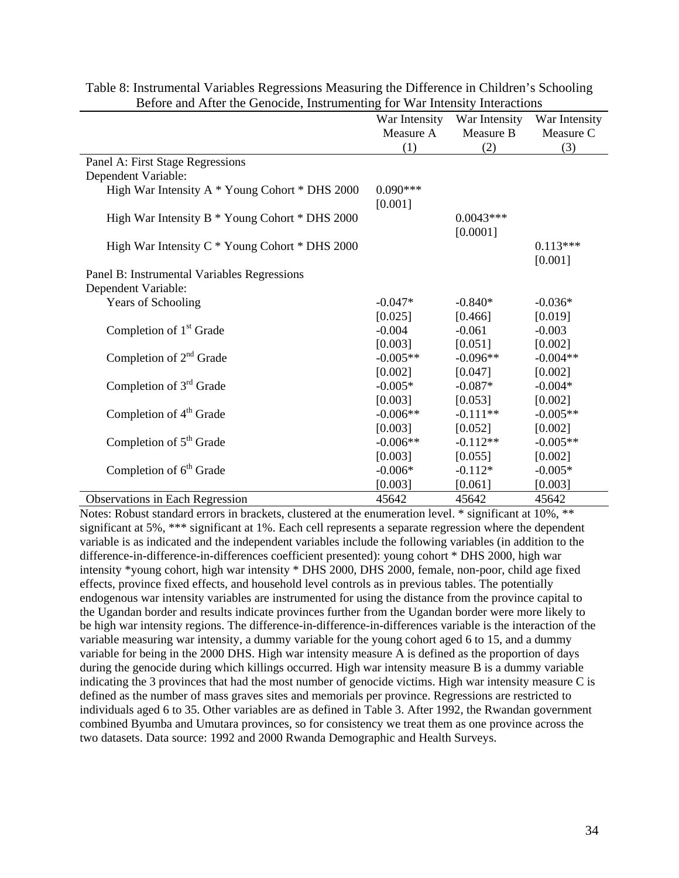Table 8: Instrumental Variables Regressions Measuring the Difference in Children's Schooling Before and After the Genocide, Instrumenting for War Intensity Interactions

| | War Intensity Measure A (1) | War Intensity Measure B (2) | War Intensity Measure C (3) |
|---|---|---|---|
| Panel A: First Stage Regressions | | | |
| Dependent Variable: | | | |
| High War Intensity A * Young Cohort * DHS 2000 | 0.090*** | | |
| | [0.001] | | |
| High War Intensity B * Young Cohort * DHS 2000 | | 0.0043*** | |
| | | [0.0001] | |
| High War Intensity C * Young Cohort * DHS 2000 | | | 0.113*** |
| | | | [0.001] |
| Panel B: Instrumental Variables Regressions | | | |
| Dependent Variable: | | | |
| Years of Schooling | -0.047* | -0.840* | -0.036* |
| | [0.025] | [0.466] | [0.019] |
| Completion of 1st Grade | -0.004 | -0.061 | -0.003 |
| | [0.003] | [0.051] | [0.002] |
| Completion of 2nd Grade | -0.005** | -0.096** | -0.004** |
| | [0.002] | [0.047] | [0.002] |
| Completion of 3rd Grade | -0.005* | -0.087* | -0.004* |
| | [0.003] | [0.053] | [0.002] |
| Completion of 4th Grade | -0.006** | -0.111** | -0.005** |
| | [0.003] | [0.052] | [0.002] |
| Completion of 5th Grade | -0.006** | -0.112** | -0.005** |
| | [0.003] | [0.055] | [0.002] |
| Completion of 6th Grade | -0.006* | -0.112* | -0.005* |
| | [0.003] | [0.061] | [0.003] |
| Observations in Each Regression | 45642 | 45642 | 45642 |

Notes: Robust standard errors in brackets, clustered at the enumeration level. * significant at 10%, ** significant at 5%, *** significant at 1%. Each cell represents a separate regression where the dependent variable is as indicated and the independent variables include the following variables (in addition to the difference-in-difference-in-differences coefficient presented): young cohort * DHS 2000, high war intensity *young cohort, high war intensity * DHS 2000, DHS 2000, female, non-poor, child age fixed effects, province fixed effects, and household level controls as in previous tables. The potentially endogenous war intensity variables are instrumented for using the distance from the province capital to the Ugandan border and results indicate provinces further from the Ugandan border were more likely to be high war intensity regions. The difference-in-difference-in-differences variable is the interaction of the variable measuring war intensity, a dummy variable for the young cohort aged 6 to 15, and a dummy variable for being in the 2000 DHS. High war intensity measure A is defined as the proportion of days during the genocide during which killings occurred. High war intensity measure B is a dummy variable indicating the 3 provinces that had the most number of genocide victims. High war intensity measure C is defined as the number of mass graves sites and memorials per province. Regressions are restricted to individuals aged 6 to 35. Other variables are as defined in Table 3. After 1992, the Rwandan government combined Byumba and Umutara provinces, so for consistency we treat them as one province across the two datasets. Data source: 1992 and 2000 Rwanda Demographic and Health Surveys.